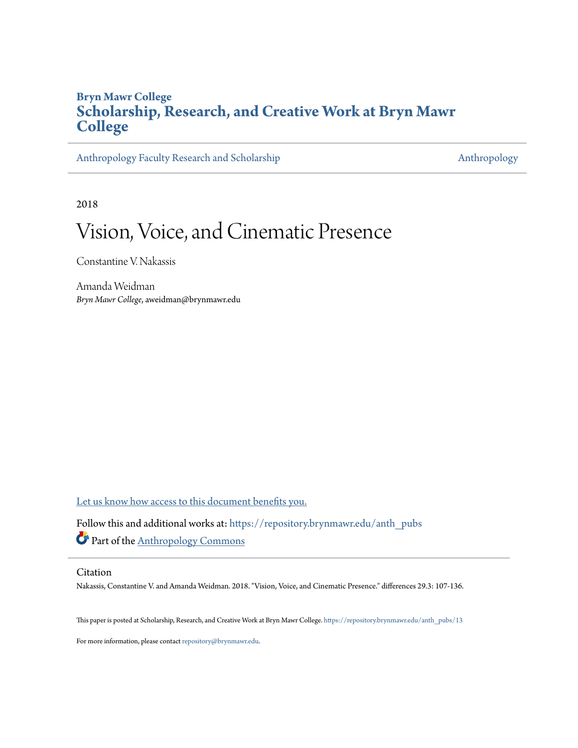**Bryn Mawr College**

# Scholarship, Research, and Creative Work at Bryn Mawr College

Anthropology Faculty Research and Scholarship | Anthropology

2018

# Vision, Voice, and Cinematic Presence

Constantine V. Nakassis

Amanda Weidman
*Bryn Mawr College*, aweidman@brynmawr.edu

Let us know how access to this document benefits you.

Follow this and additional works at: https://repository.brynmawr.edu/anth_pubs

Part of the Anthropology Commons

## Citation

Nakassis, Constantine V. and Amanda Weidman. 2018. "Vision, Voice, and Cinematic Presence." differences 29.3: 107-136.

This paper is posted at Scholarship, Research, and Creative Work at Bryn Mawr College. https://repository.brynmawr.edu/anth_pubs/13

For more information, please contact repository@brynmawr.edu.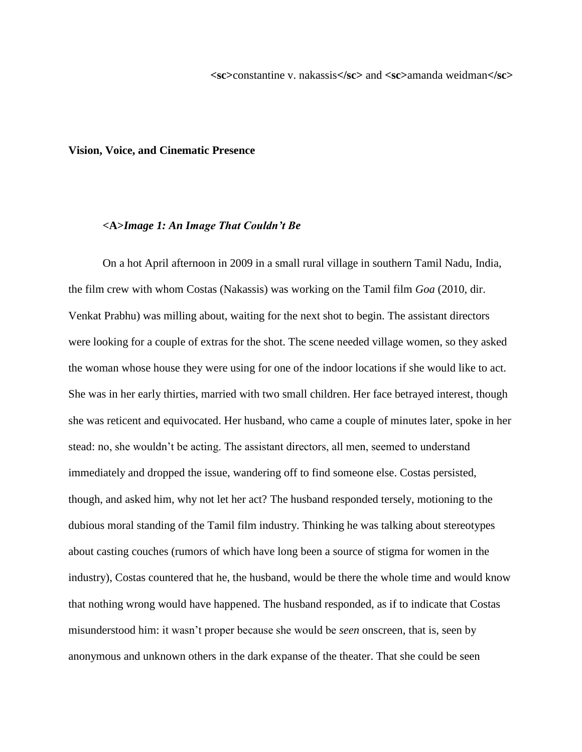<sc>constantine v. nakassis</sc> and <sc>amanda weidman</sc>

# Vision, Voice, and Cinematic Presence

## <A>*Image 1: An Image That Couldn't Be*

On a hot April afternoon in 2009 in a small rural village in southern Tamil Nadu, India, the film crew with whom Costas (Nakassis) was working on the Tamil film *Goa* (2010, dir. Venkat Prabhu) was milling about, waiting for the next shot to begin. The assistant directors were looking for a couple of extras for the shot. The scene needed village women, so they asked the woman whose house they were using for one of the indoor locations if she would like to act. She was in her early thirties, married with two small children. Her face betrayed interest, though she was reticent and equivocated. Her husband, who came a couple of minutes later, spoke in her stead: no, she wouldn't be acting. The assistant directors, all men, seemed to understand immediately and dropped the issue, wandering off to find someone else. Costas persisted, though, and asked him, why not let her act? The husband responded tersely, motioning to the dubious moral standing of the Tamil film industry. Thinking he was talking about stereotypes about casting couches (rumors of which have long been a source of stigma for women in the industry), Costas countered that he, the husband, would be there the whole time and would know that nothing wrong would have happened. The husband responded, as if to indicate that Costas misunderstood him: it wasn't proper because she would be *seen* onscreen, that is, seen by anonymous and unknown others in the dark expanse of the theater. That she could be seen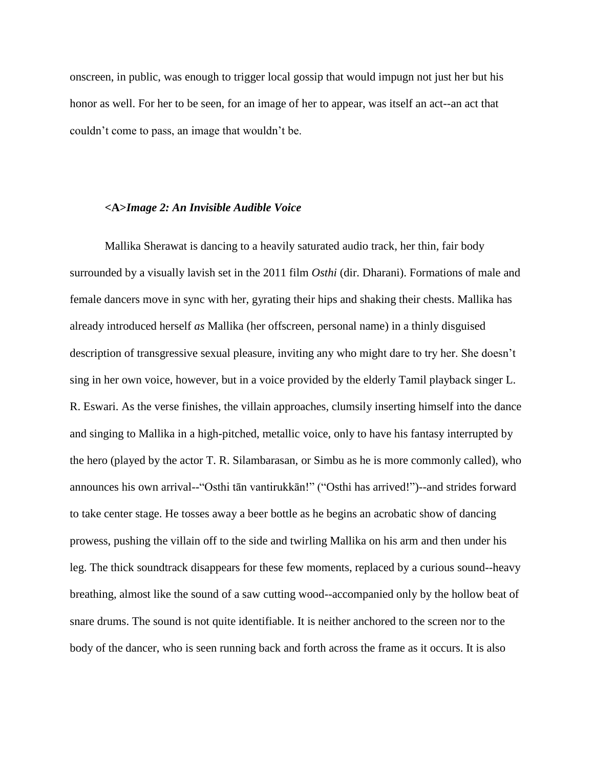onscreen, in public, was enough to trigger local gossip that would impugn not just her but his honor as well. For her to be seen, for an image of her to appear, was itself an act--an act that couldn't come to pass, an image that wouldn't be.

## <A>*Image 2: An Invisible Audible Voice*

Mallika Sherawat is dancing to a heavily saturated audio track, her thin, fair body surrounded by a visually lavish set in the 2011 film *Osthi* (dir. Dharani). Formations of male and female dancers move in sync with her, gyrating their hips and shaking their chests. Mallika has already introduced herself *as* Mallika (her offscreen, personal name) in a thinly disguised description of transgressive sexual pleasure, inviting any who might dare to try her. She doesn't sing in her own voice, however, but in a voice provided by the elderly Tamil playback singer L. R. Eswari. As the verse finishes, the villain approaches, clumsily inserting himself into the dance and singing to Mallika in a high-pitched, metallic voice, only to have his fantasy interrupted by the hero (played by the actor T. R. Silambarasan, or Simbu as he is more commonly called), who announces his own arrival--"Osthi tān vantirukkān!" ("Osthi has arrived!")--and strides forward to take center stage. He tosses away a beer bottle as he begins an acrobatic show of dancing prowess, pushing the villain off to the side and twirling Mallika on his arm and then under his leg. The thick soundtrack disappears for these few moments, replaced by a curious sound--heavy breathing, almost like the sound of a saw cutting wood--accompanied only by the hollow beat of snare drums. The sound is not quite identifiable. It is neither anchored to the screen nor to the body of the dancer, who is seen running back and forth across the frame as it occurs. It is also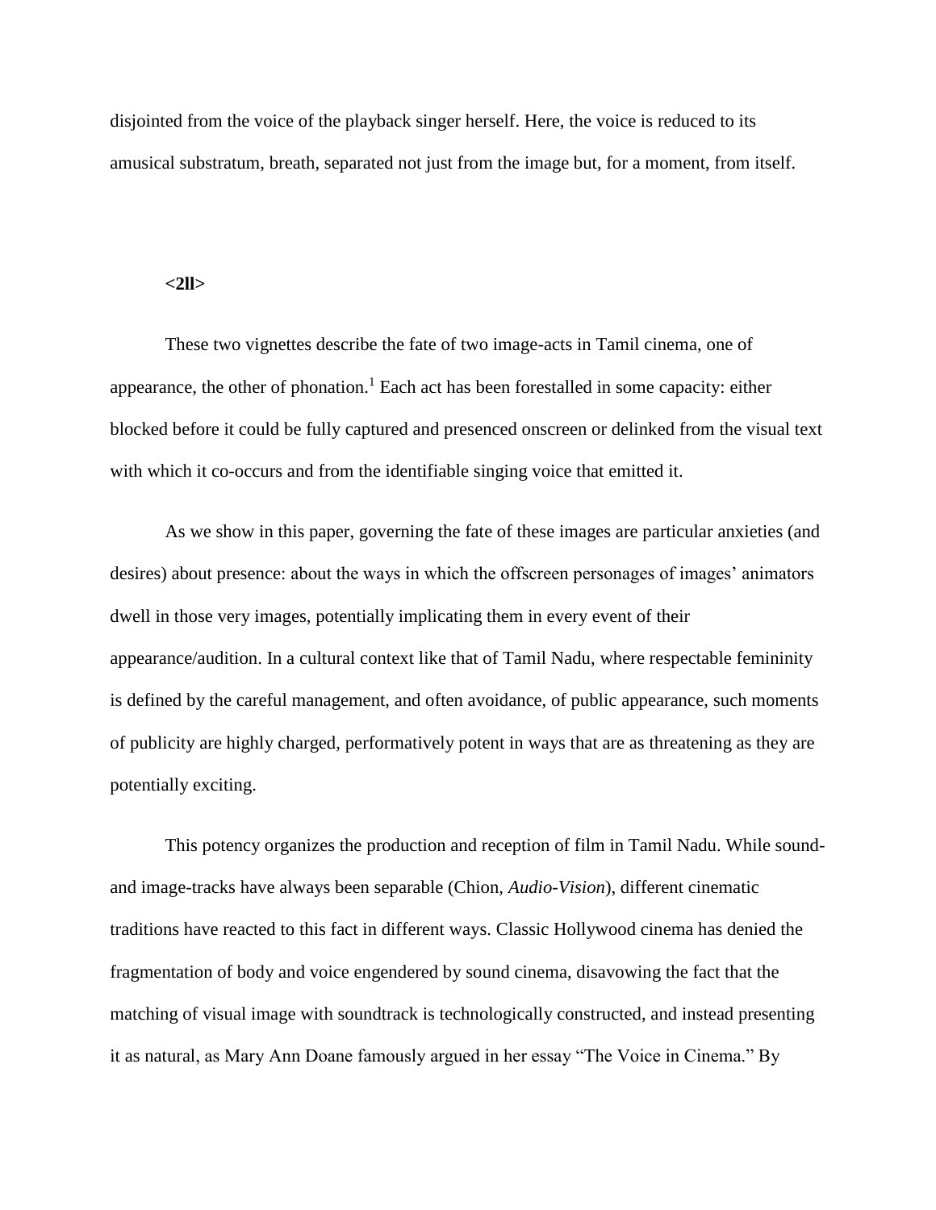disjointed from the voice of the playback singer herself. Here, the voice is reduced to its amusical substratum, breath, separated not just from the image but, for a moment, from itself.

**<2ll>**

These two vignettes describe the fate of two image-acts in Tamil cinema, one of appearance, the other of phonation.[1] Each act has been forestalled in some capacity: either blocked before it could be fully captured and presenced onscreen or delinked from the visual text with which it co-occurs and from the identifiable singing voice that emitted it.

As we show in this paper, governing the fate of these images are particular anxieties (and desires) about presence: about the ways in which the offscreen personages of images' animators dwell in those very images, potentially implicating them in every event of their appearance/audition. In a cultural context like that of Tamil Nadu, where respectable femininity is defined by the careful management, and often avoidance, of public appearance, such moments of publicity are highly charged, performatively potent in ways that are as threatening as they are potentially exciting.

This potency organizes the production and reception of film in Tamil Nadu. While sound- and image-tracks have always been separable (Chion, *Audio-Vision*), different cinematic traditions have reacted to this fact in different ways. Classic Hollywood cinema has denied the fragmentation of body and voice engendered by sound cinema, disavowing the fact that the matching of visual image with soundtrack is technologically constructed, and instead presenting it as natural, as Mary Ann Doane famously argued in her essay "The Voice in Cinema." By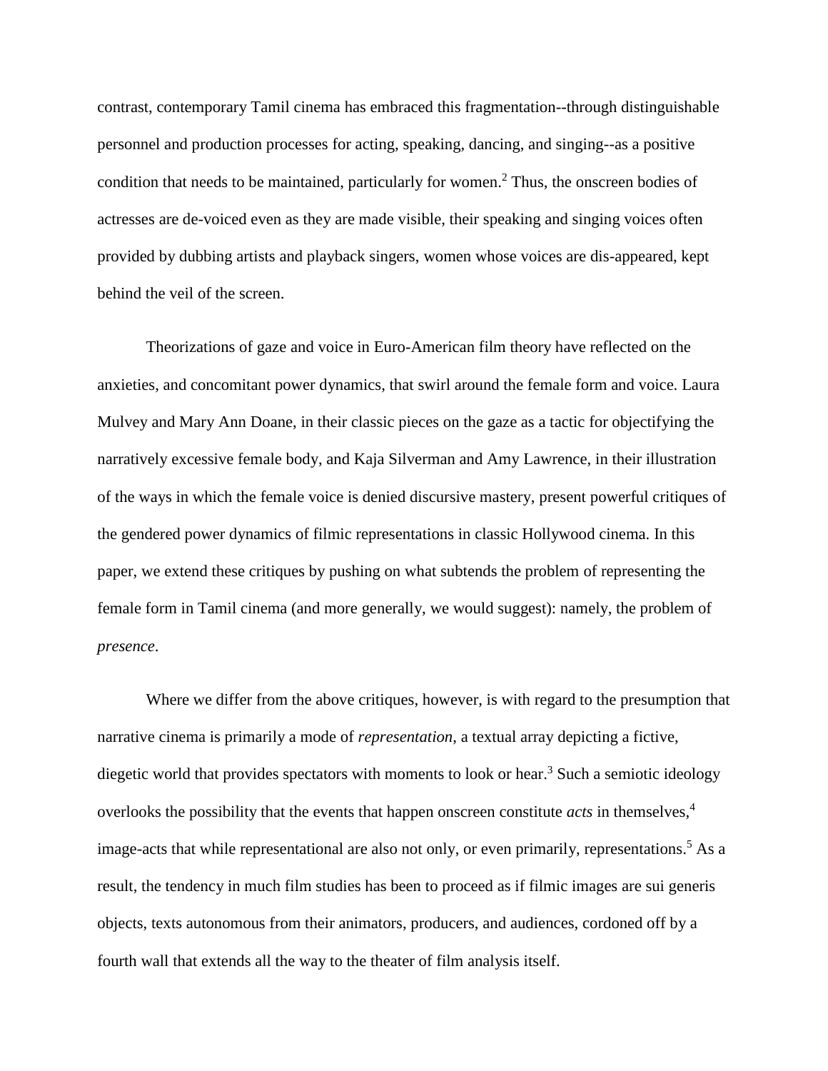contrast, contemporary Tamil cinema has embraced this fragmentation--through distinguishable personnel and production processes for acting, speaking, dancing, and singing--as a positive condition that needs to be maintained, particularly for women.[2] Thus, the onscreen bodies of actresses are de-voiced even as they are made visible, their speaking and singing voices often provided by dubbing artists and playback singers, women whose voices are dis-appeared, kept behind the veil of the screen.

Theorizations of gaze and voice in Euro-American film theory have reflected on the anxieties, and concomitant power dynamics, that swirl around the female form and voice. Laura Mulvey and Mary Ann Doane, in their classic pieces on the gaze as a tactic for objectifying the narratively excessive female body, and Kaja Silverman and Amy Lawrence, in their illustration of the ways in which the female voice is denied discursive mastery, present powerful critiques of the gendered power dynamics of filmic representations in classic Hollywood cinema. In this paper, we extend these critiques by pushing on what subtends the problem of representing the female form in Tamil cinema (and more generally, we would suggest): namely, the problem of *presence*.

Where we differ from the above critiques, however, is with regard to the presumption that narrative cinema is primarily a mode of *representation*, a textual array depicting a fictive, diegetic world that provides spectators with moments to look or hear.[3] Such a semiotic ideology overlooks the possibility that the events that happen onscreen constitute *acts* in themselves,[4] image-acts that while representational are also not only, or even primarily, representations.[5] As a result, the tendency in much film studies has been to proceed as if filmic images are sui generis objects, texts autonomous from their animators, producers, and audiences, cordoned off by a fourth wall that extends all the way to the theater of film analysis itself.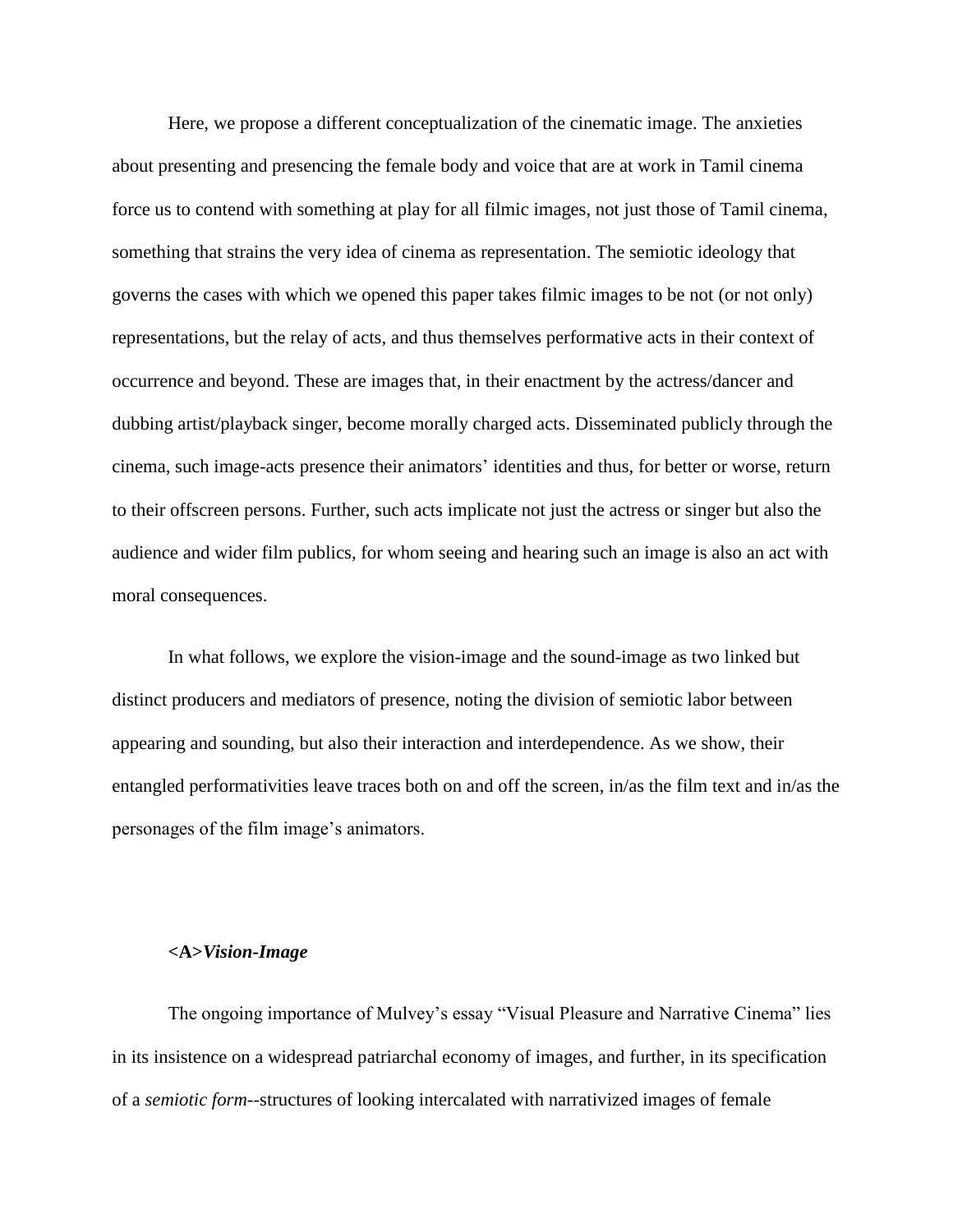Here, we propose a different conceptualization of the cinematic image. The anxieties about presenting and presencing the female body and voice that are at work in Tamil cinema force us to contend with something at play for all filmic images, not just those of Tamil cinema, something that strains the very idea of cinema as representation. The semiotic ideology that governs the cases with which we opened this paper takes filmic images to be not (or not only) representations, but the relay of acts, and thus themselves performative acts in their context of occurrence and beyond. These are images that, in their enactment by the actress/dancer and dubbing artist/playback singer, become morally charged acts. Disseminated publicly through the cinema, such image-acts presence their animators' identities and thus, for better or worse, return to their offscreen persons. Further, such acts implicate not just the actress or singer but also the audience and wider film publics, for whom seeing and hearing such an image is also an act with moral consequences.

In what follows, we explore the vision-image and the sound-image as two linked but distinct producers and mediators of presence, noting the division of semiotic labor between appearing and sounding, but also their interaction and interdependence. As we show, their entangled performativities leave traces both on and off the screen, in/as the film text and in/as the personages of the film image's animators.

## <A>*Vision-Image*

The ongoing importance of Mulvey's essay "Visual Pleasure and Narrative Cinema" lies in its insistence on a widespread patriarchal economy of images, and further, in its specification of a *semiotic form*--structures of looking intercalated with narrativized images of female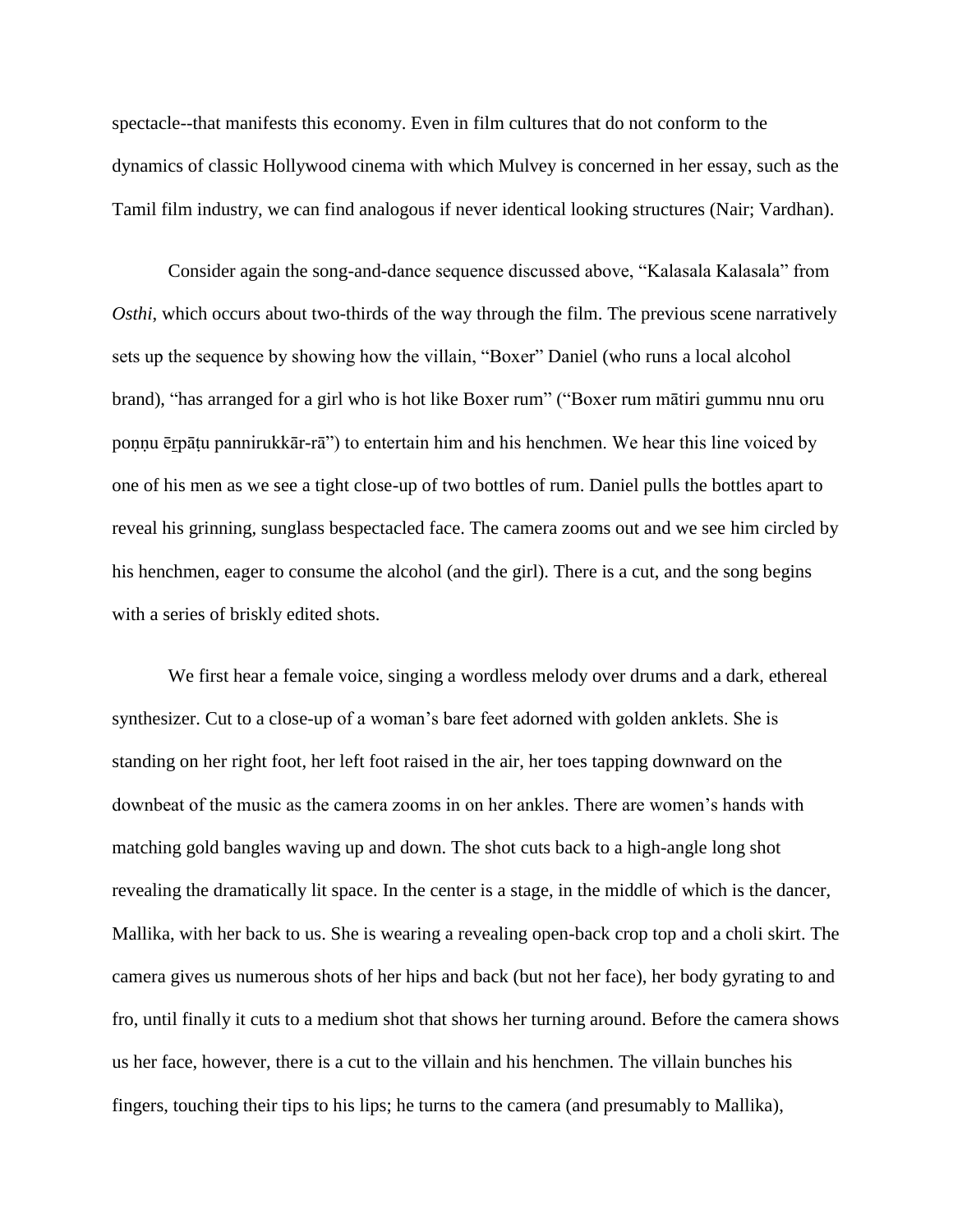spectacle--that manifests this economy. Even in film cultures that do not conform to the dynamics of classic Hollywood cinema with which Mulvey is concerned in her essay, such as the Tamil film industry, we can find analogous if never identical looking structures (Nair; Vardhan).

Consider again the song-and-dance sequence discussed above, "Kalasala Kalasala" from *Osthi*, which occurs about two-thirds of the way through the film. The previous scene narratively sets up the sequence by showing how the villain, "Boxer" Daniel (who runs a local alcohol brand), "has arranged for a girl who is hot like Boxer rum" ("Boxer rum mātiri gummu nnu oru poṇṇu ēṟpāṭu pannirukkār-rā") to entertain him and his henchmen. We hear this line voiced by one of his men as we see a tight close-up of two bottles of rum. Daniel pulls the bottles apart to reveal his grinning, sunglass bespectacled face. The camera zooms out and we see him circled by his henchmen, eager to consume the alcohol (and the girl). There is a cut, and the song begins with a series of briskly edited shots.

We first hear a female voice, singing a wordless melody over drums and a dark, ethereal synthesizer. Cut to a close-up of a woman's bare feet adorned with golden anklets. She is standing on her right foot, her left foot raised in the air, her toes tapping downward on the downbeat of the music as the camera zooms in on her ankles. There are women's hands with matching gold bangles waving up and down. The shot cuts back to a high-angle long shot revealing the dramatically lit space. In the center is a stage, in the middle of which is the dancer, Mallika, with her back to us. She is wearing a revealing open-back crop top and a choli skirt. The camera gives us numerous shots of her hips and back (but not her face), her body gyrating to and fro, until finally it cuts to a medium shot that shows her turning around. Before the camera shows us her face, however, there is a cut to the villain and his henchmen. The villain bunches his fingers, touching their tips to his lips; he turns to the camera (and presumably to Mallika),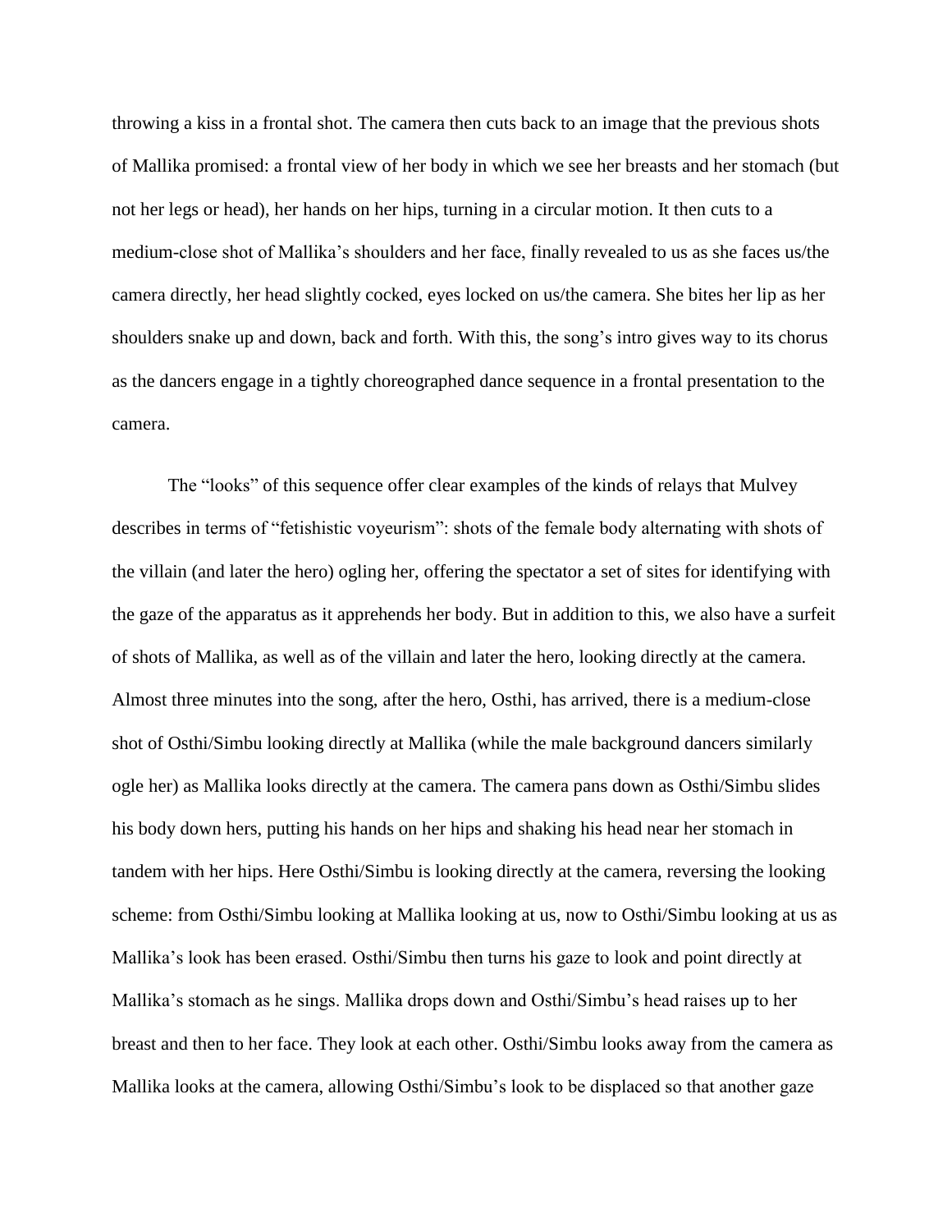throwing a kiss in a frontal shot. The camera then cuts back to an image that the previous shots of Mallika promised: a frontal view of her body in which we see her breasts and her stomach (but not her legs or head), her hands on her hips, turning in a circular motion. It then cuts to a medium-close shot of Mallika's shoulders and her face, finally revealed to us as she faces us/the camera directly, her head slightly cocked, eyes locked on us/the camera. She bites her lip as her shoulders snake up and down, back and forth. With this, the song's intro gives way to its chorus as the dancers engage in a tightly choreographed dance sequence in a frontal presentation to the camera.

The "looks" of this sequence offer clear examples of the kinds of relays that Mulvey describes in terms of "fetishistic voyeurism": shots of the female body alternating with shots of the villain (and later the hero) ogling her, offering the spectator a set of sites for identifying with the gaze of the apparatus as it apprehends her body. But in addition to this, we also have a surfeit of shots of Mallika, as well as of the villain and later the hero, looking directly at the camera. Almost three minutes into the song, after the hero, Osthi, has arrived, there is a medium-close shot of Osthi/Simbu looking directly at Mallika (while the male background dancers similarly ogle her) as Mallika looks directly at the camera. The camera pans down as Osthi/Simbu slides his body down hers, putting his hands on her hips and shaking his head near her stomach in tandem with her hips. Here Osthi/Simbu is looking directly at the camera, reversing the looking scheme: from Osthi/Simbu looking at Mallika looking at us, now to Osthi/Simbu looking at us as Mallika's look has been erased. Osthi/Simbu then turns his gaze to look and point directly at Mallika's stomach as he sings. Mallika drops down and Osthi/Simbu's head raises up to her breast and then to her face. They look at each other. Osthi/Simbu looks away from the camera as Mallika looks at the camera, allowing Osthi/Simbu's look to be displaced so that another gaze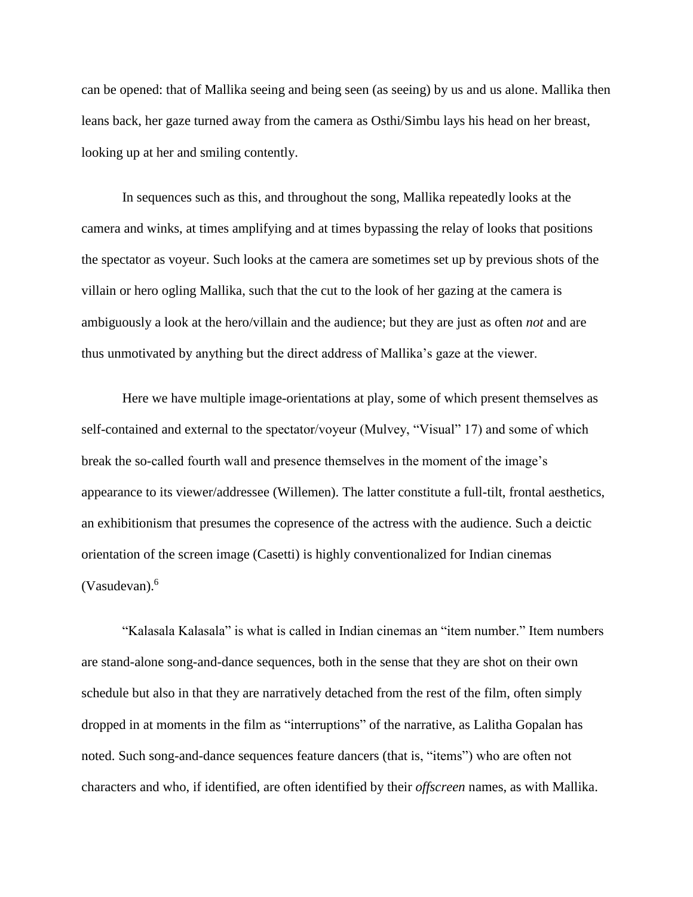can be opened: that of Mallika seeing and being seen (as seeing) by us and us alone. Mallika then leans back, her gaze turned away from the camera as Osthi/Simbu lays his head on her breast, looking up at her and smiling contently.

In sequences such as this, and throughout the song, Mallika repeatedly looks at the camera and winks, at times amplifying and at times bypassing the relay of looks that positions the spectator as voyeur. Such looks at the camera are sometimes set up by previous shots of the villain or hero ogling Mallika, such that the cut to the look of her gazing at the camera is ambiguously a look at the hero/villain and the audience; but they are just as often *not* and are thus unmotivated by anything but the direct address of Mallika's gaze at the viewer.

Here we have multiple image-orientations at play, some of which present themselves as self-contained and external to the spectator/voyeur (Mulvey, "Visual" 17) and some of which break the so-called fourth wall and presence themselves in the moment of the image's appearance to its viewer/addressee (Willemen). The latter constitute a full-tilt, frontal aesthetics, an exhibitionism that presumes the copresence of the actress with the audience. Such a deictic orientation of the screen image (Casetti) is highly conventionalized for Indian cinemas (Vasudevan).[6]

"Kalasala Kalasala" is what is called in Indian cinemas an "item number." Item numbers are stand-alone song-and-dance sequences, both in the sense that they are shot on their own schedule but also in that they are narratively detached from the rest of the film, often simply dropped in at moments in the film as "interruptions" of the narrative, as Lalitha Gopalan has noted. Such song-and-dance sequences feature dancers (that is, "items") who are often not characters and who, if identified, are often identified by their *offscreen* names, as with Mallika.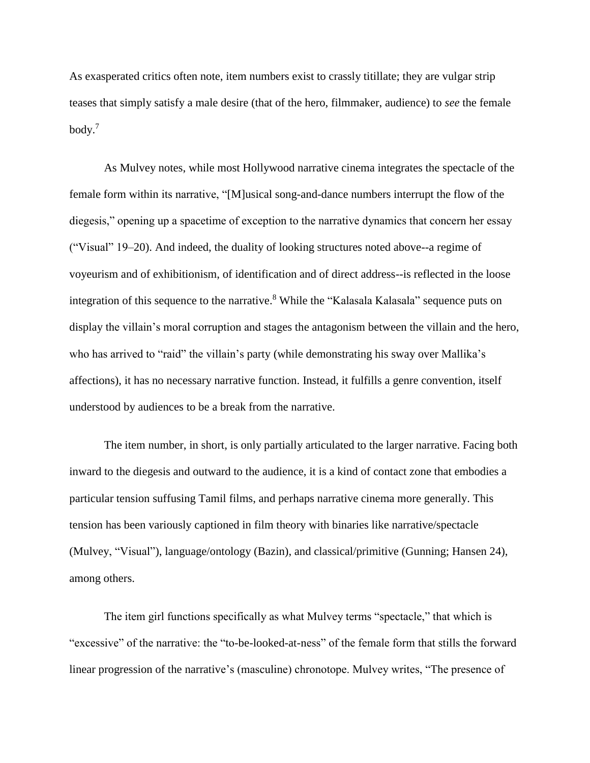As exasperated critics often note, item numbers exist to crassly titillate; they are vulgar strip teases that simply satisfy a male desire (that of the hero, filmmaker, audience) to *see* the female body.[7]

As Mulvey notes, while most Hollywood narrative cinema integrates the spectacle of the female form within its narrative, "[M]usical song-and-dance numbers interrupt the flow of the diegesis," opening up a spacetime of exception to the narrative dynamics that concern her essay ("Visual" 19–20). And indeed, the duality of looking structures noted above--a regime of voyeurism and of exhibitionism, of identification and of direct address--is reflected in the loose integration of this sequence to the narrative.[8] While the "Kalasala Kalasala" sequence puts on display the villain's moral corruption and stages the antagonism between the villain and the hero, who has arrived to "raid" the villain's party (while demonstrating his sway over Mallika's affections), it has no necessary narrative function. Instead, it fulfills a genre convention, itself understood by audiences to be a break from the narrative.

The item number, in short, is only partially articulated to the larger narrative. Facing both inward to the diegesis and outward to the audience, it is a kind of contact zone that embodies a particular tension suffusing Tamil films, and perhaps narrative cinema more generally. This tension has been variously captioned in film theory with binaries like narrative/spectacle (Mulvey, "Visual"), language/ontology (Bazin), and classical/primitive (Gunning; Hansen 24), among others.

The item girl functions specifically as what Mulvey terms "spectacle," that which is "excessive" of the narrative: the "to-be-looked-at-ness" of the female form that stills the forward linear progression of the narrative's (masculine) chronotope. Mulvey writes, "The presence of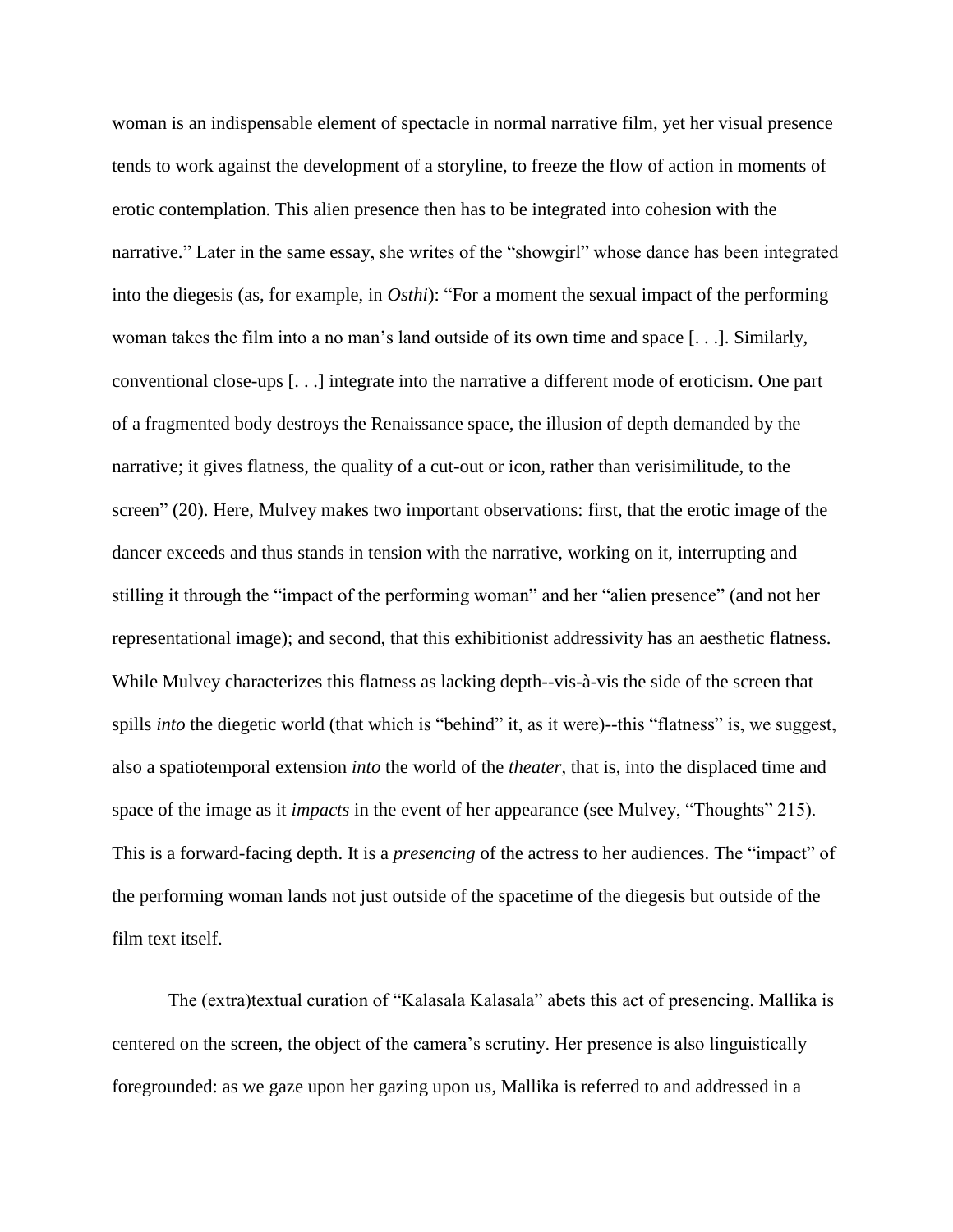woman is an indispensable element of spectacle in normal narrative film, yet her visual presence tends to work against the development of a storyline, to freeze the flow of action in moments of erotic contemplation. This alien presence then has to be integrated into cohesion with the narrative." Later in the same essay, she writes of the "showgirl" whose dance has been integrated into the diegesis (as, for example, in *Osthi*): "For a moment the sexual impact of the performing woman takes the film into a no man's land outside of its own time and space [. . .]. Similarly, conventional close-ups [. . .] integrate into the narrative a different mode of eroticism. One part of a fragmented body destroys the Renaissance space, the illusion of depth demanded by the narrative; it gives flatness, the quality of a cut-out or icon, rather than verisimilitude, to the screen" (20). Here, Mulvey makes two important observations: first, that the erotic image of the dancer exceeds and thus stands in tension with the narrative, working on it, interrupting and stilling it through the "impact of the performing woman" and her "alien presence" (and not her representational image); and second, that this exhibitionist addressivity has an aesthetic flatness. While Mulvey characterizes this flatness as lacking depth--vis-à-vis the side of the screen that spills *into* the diegetic world (that which is "behind" it, as it were)--this "flatness" is, we suggest, also a spatiotemporal extension *into* the world of the *theater*, that is, into the displaced time and space of the image as it *impacts* in the event of her appearance (see Mulvey, "Thoughts" 215). This is a forward-facing depth. It is a *presencing* of the actress to her audiences. The "impact" of the performing woman lands not just outside of the spacetime of the diegesis but outside of the film text itself.

The (extra)textual curation of "Kalasala Kalasala" abets this act of presencing. Mallika is centered on the screen, the object of the camera's scrutiny. Her presence is also linguistically foregrounded: as we gaze upon her gazing upon us, Mallika is referred to and addressed in a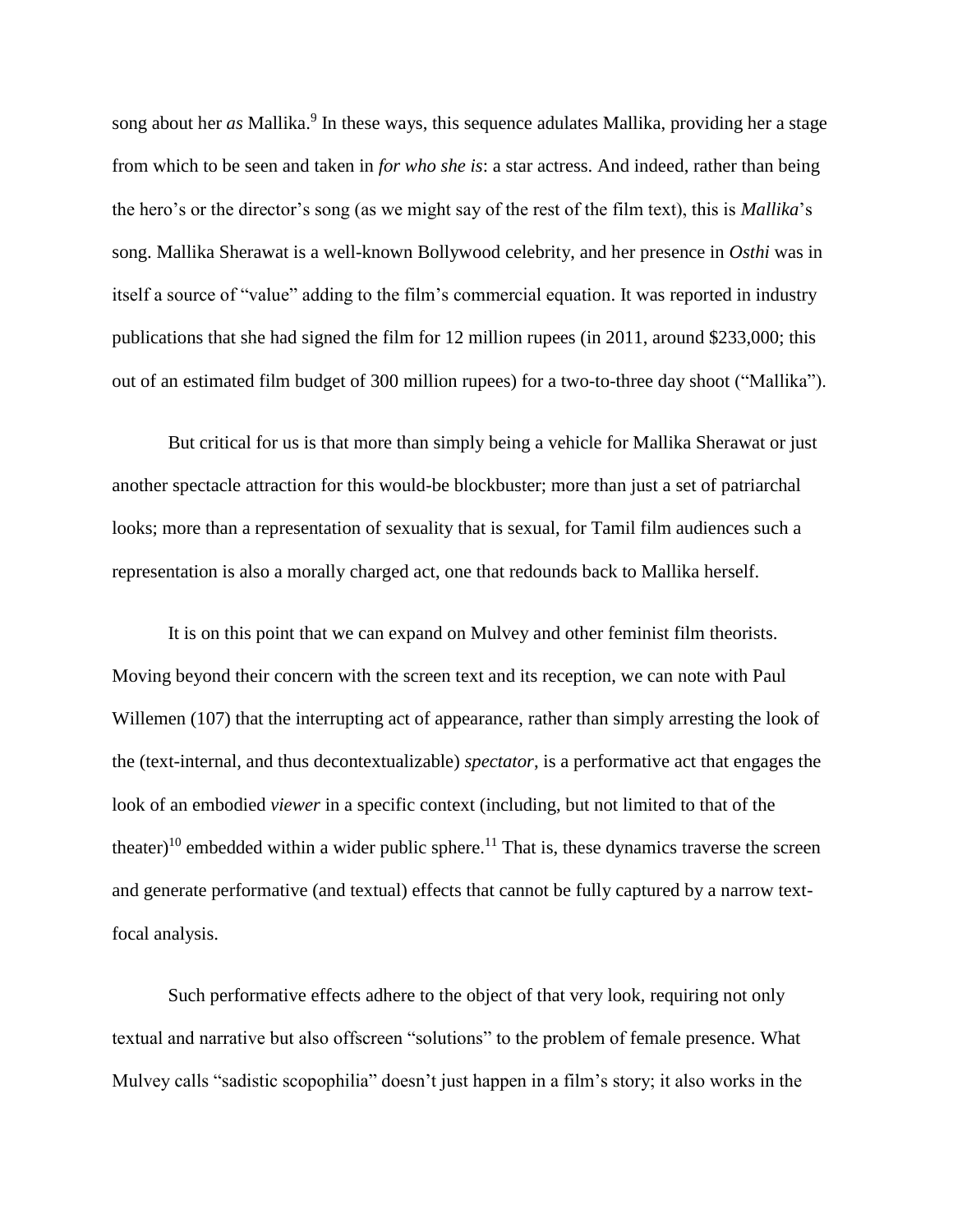song about her *as* Mallika.[9] In these ways, this sequence adulates Mallika, providing her a stage from which to be seen and taken in *for who she is*: a star actress. And indeed, rather than being the hero's or the director's song (as we might say of the rest of the film text), this is *Mallika*'s song. Mallika Sherawat is a well-known Bollywood celebrity, and her presence in *Osthi* was in itself a source of "value" adding to the film's commercial equation. It was reported in industry publications that she had signed the film for 12 million rupees (in 2011, around $233,000; this out of an estimated film budget of 300 million rupees) for a two-to-three day shoot ("Mallika").

But critical for us is that more than simply being a vehicle for Mallika Sherawat or just another spectacle attraction for this would-be blockbuster; more than just a set of patriarchal looks; more than a representation of sexuality that is sexual, for Tamil film audiences such a representation is also a morally charged act, one that redounds back to Mallika herself.

It is on this point that we can expand on Mulvey and other feminist film theorists. Moving beyond their concern with the screen text and its reception, we can note with Paul Willemen (107) that the interrupting act of appearance, rather than simply arresting the look of the (text-internal, and thus decontextualizable) *spectator*, is a performative act that engages the look of an embodied *viewer* in a specific context (including, but not limited to that of the theater)[10] embedded within a wider public sphere.[11] That is, these dynamics traverse the screen and generate performative (and textual) effects that cannot be fully captured by a narrow text-focal analysis.

Such performative effects adhere to the object of that very look, requiring not only textual and narrative but also offscreen "solutions" to the problem of female presence. What Mulvey calls "sadistic scopophilia" doesn't just happen in a film's story; it also works in the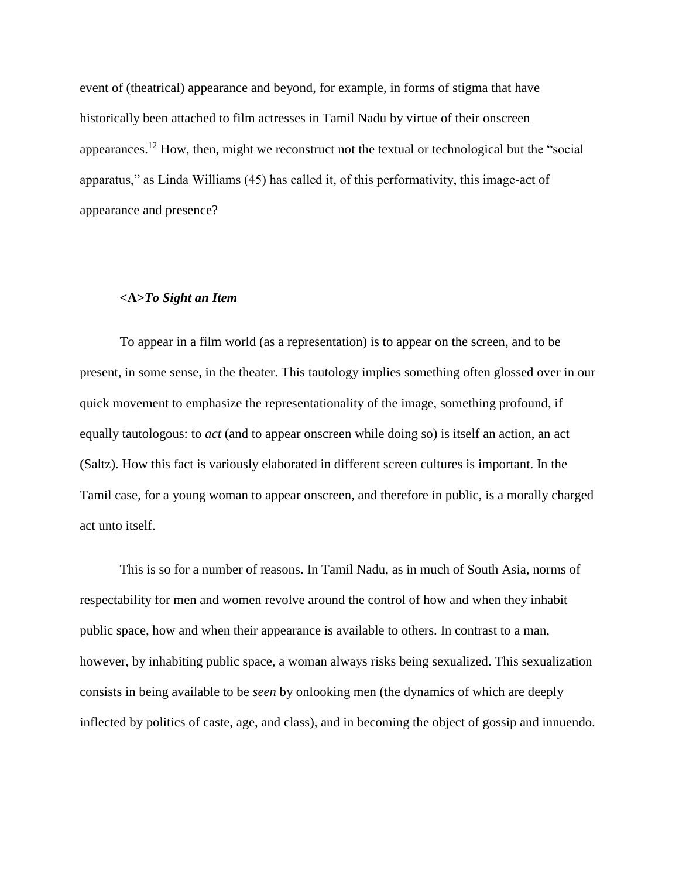event of (theatrical) appearance and beyond, for example, in forms of stigma that have historically been attached to film actresses in Tamil Nadu by virtue of their onscreen appearances.[12] How, then, might we reconstruct not the textual or technological but the “social apparatus,” as Linda Williams (45) has called it, of this performativity, this image-act of appearance and presence?

## <A>*To Sight an Item*

To appear in a film world (as a representation) is to appear on the screen, and to be present, in some sense, in the theater. This tautology implies something often glossed over in our quick movement to emphasize the representationality of the image, something profound, if equally tautologous: to *act* (and to appear onscreen while doing so) is itself an action, an act (Saltz). How this fact is variously elaborated in different screen cultures is important. In the Tamil case, for a young woman to appear onscreen, and therefore in public, is a morally charged act unto itself.

This is so for a number of reasons. In Tamil Nadu, as in much of South Asia, norms of respectability for men and women revolve around the control of how and when they inhabit public space, how and when their appearance is available to others. In contrast to a man, however, by inhabiting public space, a woman always risks being sexualized. This sexualization consists in being available to be *seen* by onlooking men (the dynamics of which are deeply inflected by politics of caste, age, and class), and in becoming the object of gossip and innuendo.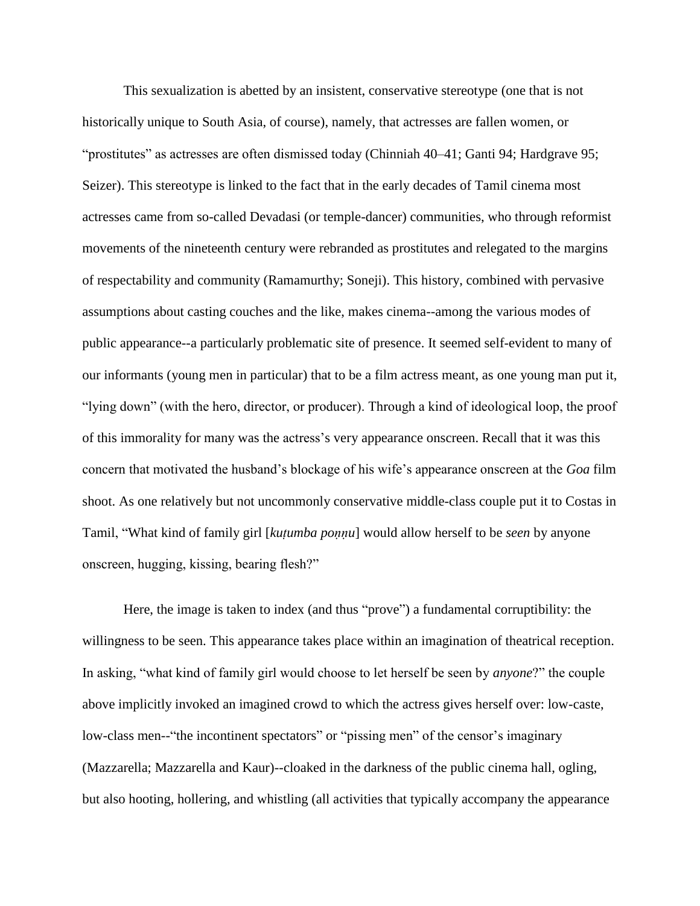This sexualization is abetted by an insistent, conservative stereotype (one that is not historically unique to South Asia, of course), namely, that actresses are fallen women, or "prostitutes" as actresses are often dismissed today (Chinniah 40–41; Ganti 94; Hardgrave 95; Seizer). This stereotype is linked to the fact that in the early decades of Tamil cinema most actresses came from so-called Devadasi (or temple-dancer) communities, who through reformist movements of the nineteenth century were rebranded as prostitutes and relegated to the margins of respectability and community (Ramamurthy; Soneji). This history, combined with pervasive assumptions about casting couches and the like, makes cinema--among the various modes of public appearance--a particularly problematic site of presence. It seemed self-evident to many of our informants (young men in particular) that to be a film actress meant, as one young man put it, "lying down" (with the hero, director, or producer). Through a kind of ideological loop, the proof of this immorality for many was the actress's very appearance onscreen. Recall that it was this concern that motivated the husband's blockage of his wife's appearance onscreen at the *Goa* film shoot. As one relatively but not uncommonly conservative middle-class couple put it to Costas in Tamil, "What kind of family girl [*kuṭumba poṇṇu*] would allow herself to be *seen* by anyone onscreen, hugging, kissing, bearing flesh?"

Here, the image is taken to index (and thus "prove") a fundamental corruptibility: the willingness to be seen. This appearance takes place within an imagination of theatrical reception. In asking, "what kind of family girl would choose to let herself be seen by *anyone*?" the couple above implicitly invoked an imagined crowd to which the actress gives herself over: low-caste, low-class men--"the incontinent spectators" or "pissing men" of the censor's imaginary (Mazzarella; Mazzarella and Kaur)--cloaked in the darkness of the public cinema hall, ogling, but also hooting, hollering, and whistling (all activities that typically accompany the appearance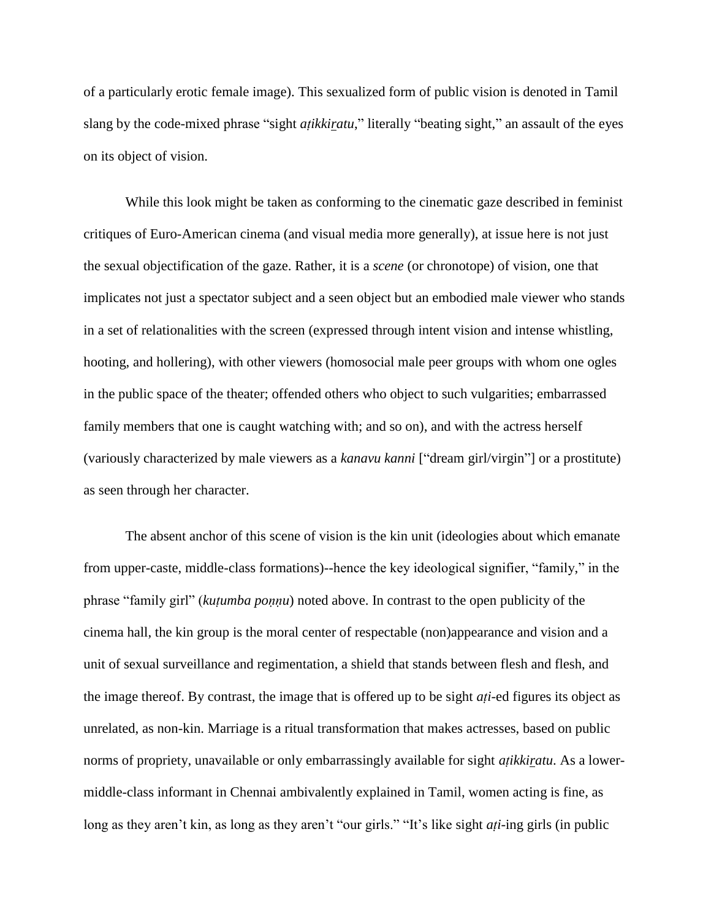of a particularly erotic female image). This sexualized form of public vision is denoted in Tamil slang by the code-mixed phrase "sight *aṭikkiṟatu*," literally "beating sight," an assault of the eyes on its object of vision.

While this look might be taken as conforming to the cinematic gaze described in feminist critiques of Euro-American cinema (and visual media more generally), at issue here is not just the sexual objectification of the gaze. Rather, it is a *scene* (or chronotope) of vision, one that implicates not just a spectator subject and a seen object but an embodied male viewer who stands in a set of relationalities with the screen (expressed through intent vision and intense whistling, hooting, and hollering), with other viewers (homosocial male peer groups with whom one ogles in the public space of the theater; offended others who object to such vulgarities; embarrassed family members that one is caught watching with; and so on), and with the actress herself (variously characterized by male viewers as a *kanavu kanni* ["dream girl/virgin"] or a prostitute) as seen through her character.

The absent anchor of this scene of vision is the kin unit (ideologies about which emanate from upper-caste, middle-class formations)--hence the key ideological signifier, "family," in the phrase "family girl" (*kuṭumba poṇṇu*) noted above. In contrast to the open publicity of the cinema hall, the kin group is the moral center of respectable (non)appearance and vision and a unit of sexual surveillance and regimentation, a shield that stands between flesh and flesh, and the image thereof. By contrast, the image that is offered up to be sight *aṭi*-ed figures its object as unrelated, as non-kin. Marriage is a ritual transformation that makes actresses, based on public norms of propriety, unavailable or only embarrassingly available for sight *aṭikkiṟatu*. As a lower-middle-class informant in Chennai ambivalently explained in Tamil, women acting is fine, as long as they aren't kin, as long as they aren't "our girls." "It's like sight *aṭi*-ing girls (in public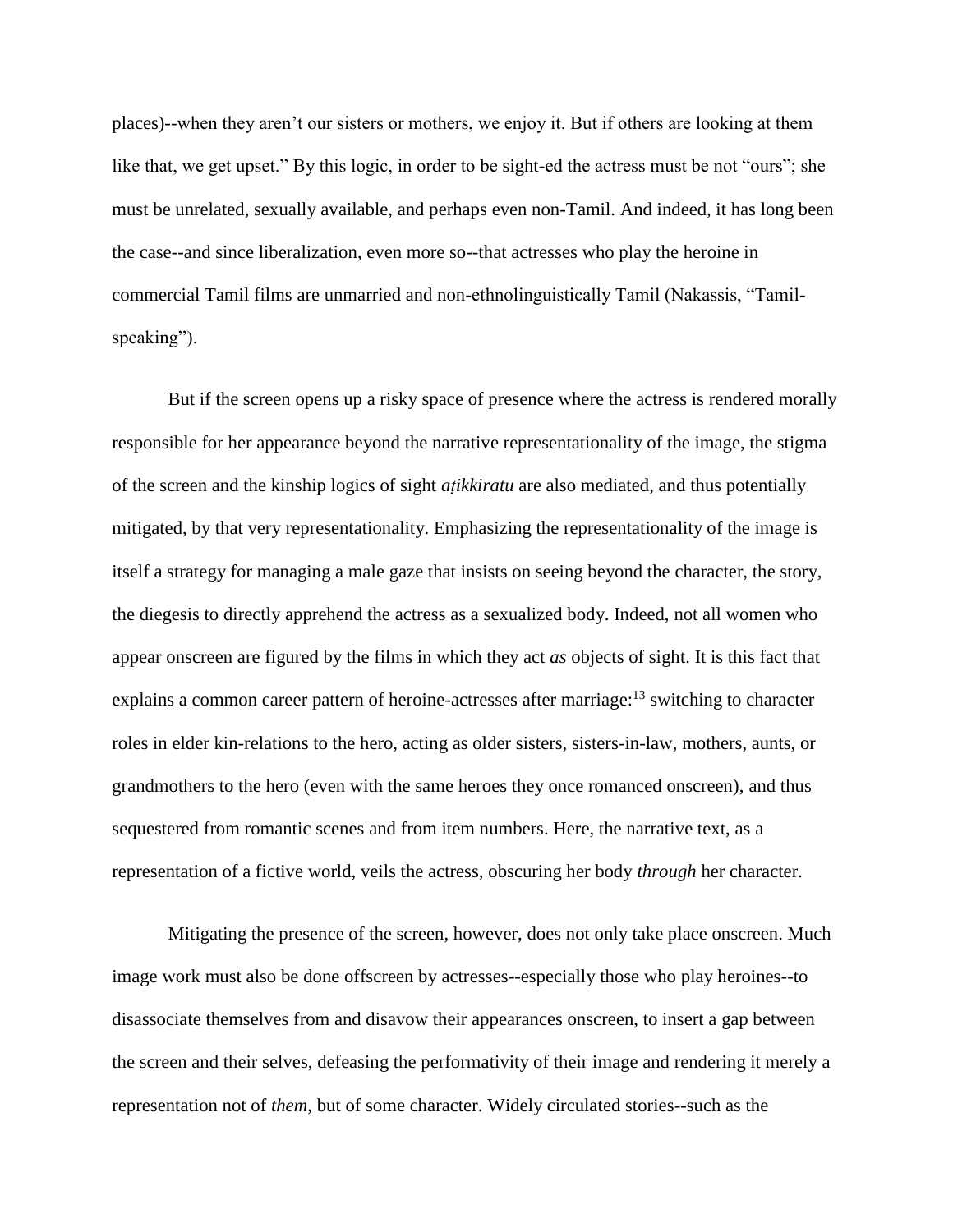places)--when they aren't our sisters or mothers, we enjoy it. But if others are looking at them like that, we get upset." By this logic, in order to be sight-ed the actress must be not "ours"; she must be unrelated, sexually available, and perhaps even non-Tamil. And indeed, it has long been the case--and since liberalization, even more so--that actresses who play the heroine in commercial Tamil films are unmarried and non-ethnolinguistically Tamil (Nakassis, "Tamil-speaking").

But if the screen opens up a risky space of presence where the actress is rendered morally responsible for her appearance beyond the narrative representationality of the image, the stigma of the screen and the kinship logics of sight *aṭikkiṟatu* are also mediated, and thus potentially mitigated, by that very representationality. Emphasizing the representationality of the image is itself a strategy for managing a male gaze that insists on seeing beyond the character, the story, the diegesis to directly apprehend the actress as a sexualized body. Indeed, not all women who appear onscreen are figured by the films in which they act *as* objects of sight. It is this fact that explains a common career pattern of heroine-actresses after marriage:[13] switching to character roles in elder kin-relations to the hero, acting as older sisters, sisters-in-law, mothers, aunts, or grandmothers to the hero (even with the same heroes they once romanced onscreen), and thus sequestered from romantic scenes and from item numbers. Here, the narrative text, as a representation of a fictive world, veils the actress, obscuring her body *through* her character.

Mitigating the presence of the screen, however, does not only take place onscreen. Much image work must also be done offscreen by actresses--especially those who play heroines--to disassociate themselves from and disavow their appearances onscreen, to insert a gap between the screen and their selves, defeasing the performativity of their image and rendering it merely a representation not of *them*, but of some character. Widely circulated stories--such as the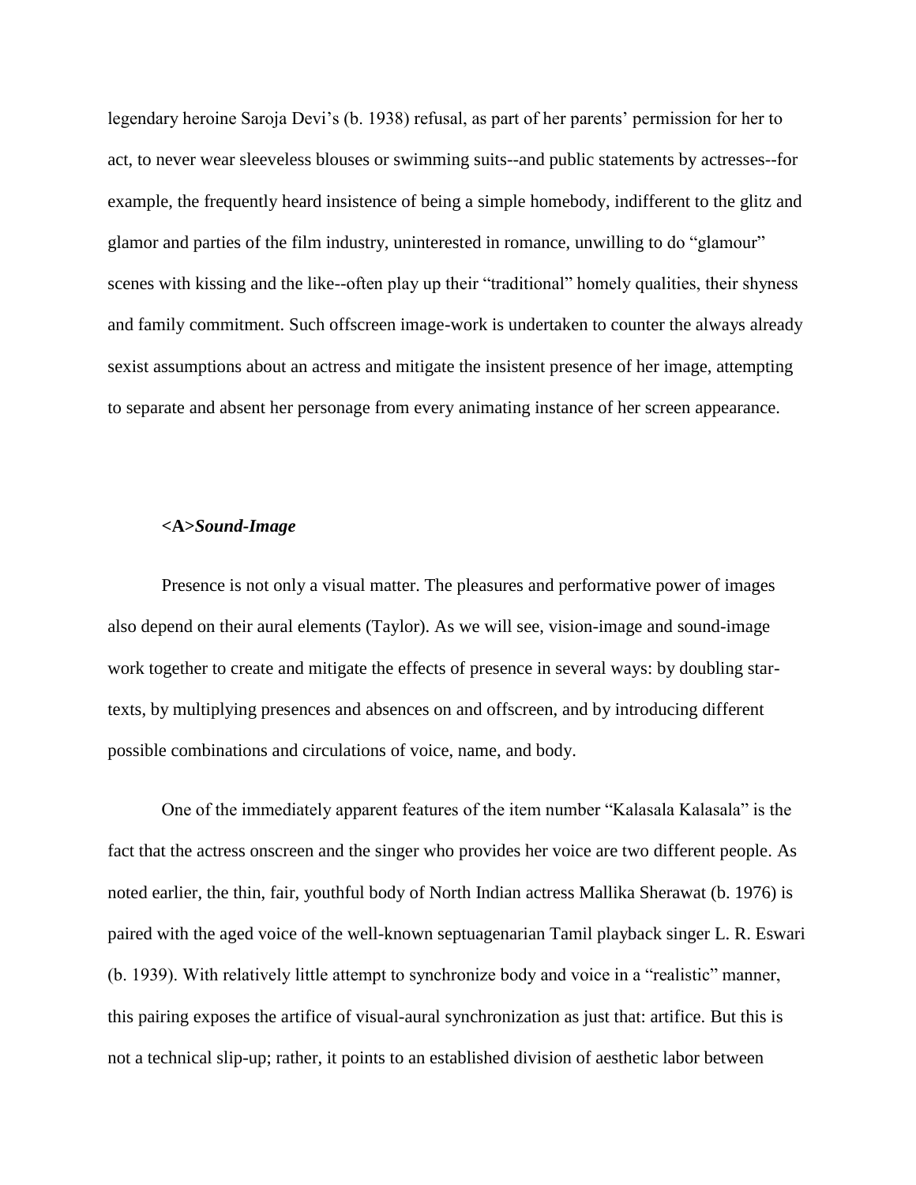legendary heroine Saroja Devi's (b. 1938) refusal, as part of her parents' permission for her to act, to never wear sleeveless blouses or swimming suits--and public statements by actresses--for example, the frequently heard insistence of being a simple homebody, indifferent to the glitz and glamor and parties of the film industry, uninterested in romance, unwilling to do "glamour" scenes with kissing and the like--often play up their "traditional" homely qualities, their shyness and family commitment. Such offscreen image-work is undertaken to counter the always already sexist assumptions about an actress and mitigate the insistent presence of her image, attempting to separate and absent her personage from every animating instance of her screen appearance.

## <A>*Sound-Image*

Presence is not only a visual matter. The pleasures and performative power of images also depend on their aural elements (Taylor). As we will see, vision-image and sound-image work together to create and mitigate the effects of presence in several ways: by doubling star-texts, by multiplying presences and absences on and offscreen, and by introducing different possible combinations and circulations of voice, name, and body.

One of the immediately apparent features of the item number "Kalasala Kalasala" is the fact that the actress onscreen and the singer who provides her voice are two different people. As noted earlier, the thin, fair, youthful body of North Indian actress Mallika Sherawat (b. 1976) is paired with the aged voice of the well-known septuagenarian Tamil playback singer L. R. Eswari (b. 1939). With relatively little attempt to synchronize body and voice in a "realistic" manner, this pairing exposes the artifice of visual-aural synchronization as just that: artifice. But this is not a technical slip-up; rather, it points to an established division of aesthetic labor between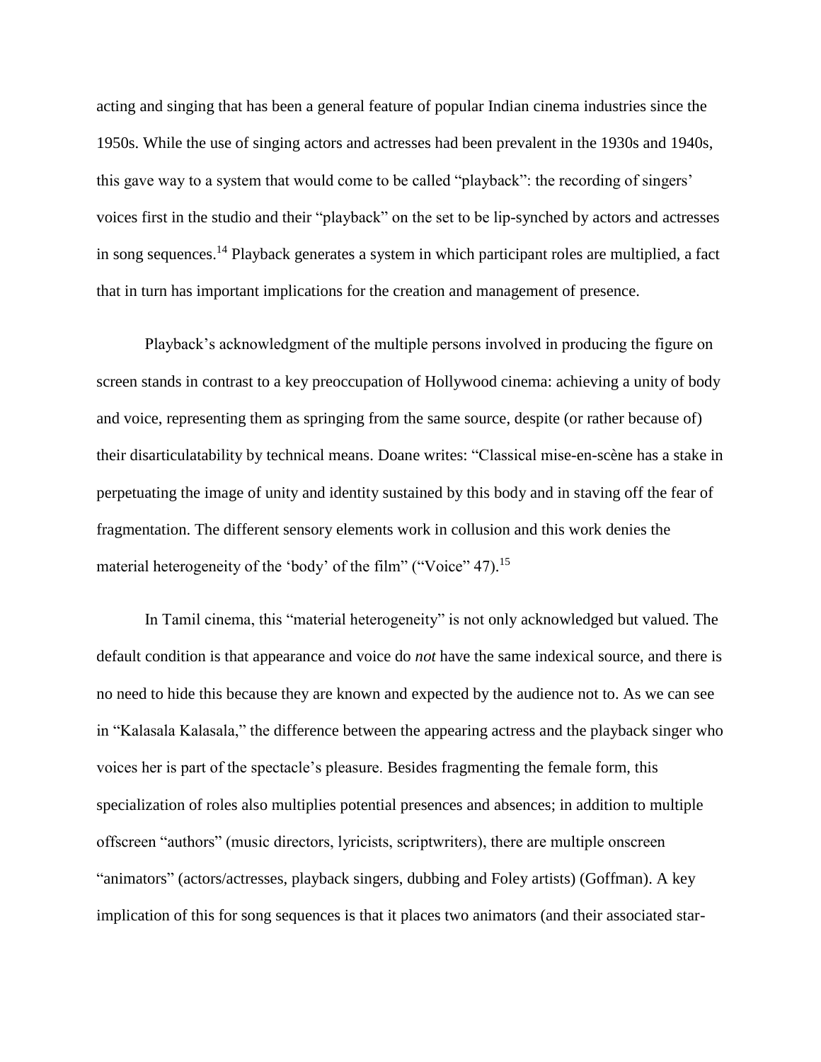acting and singing that has been a general feature of popular Indian cinema industries since the 1950s. While the use of singing actors and actresses had been prevalent in the 1930s and 1940s, this gave way to a system that would come to be called "playback": the recording of singers' voices first in the studio and their "playback" on the set to be lip-synched by actors and actresses in song sequences.[14] Playback generates a system in which participant roles are multiplied, a fact that in turn has important implications for the creation and management of presence.

Playback's acknowledgment of the multiple persons involved in producing the figure on screen stands in contrast to a key preoccupation of Hollywood cinema: achieving a unity of body and voice, representing them as springing from the same source, despite (or rather because of) their disarticulatability by technical means. Doane writes: "Classical mise-en-scène has a stake in perpetuating the image of unity and identity sustained by this body and in staving off the fear of fragmentation. The different sensory elements work in collusion and this work denies the material heterogeneity of the 'body' of the film" ("Voice" 47).[15]

In Tamil cinema, this "material heterogeneity" is not only acknowledged but valued. The default condition is that appearance and voice do *not* have the same indexical source, and there is no need to hide this because they are known and expected by the audience not to. As we can see in "Kalasala Kalasala," the difference between the appearing actress and the playback singer who voices her is part of the spectacle's pleasure. Besides fragmenting the female form, this specialization of roles also multiplies potential presences and absences; in addition to multiple offscreen "authors" (music directors, lyricists, scriptwriters), there are multiple onscreen "animators" (actors/actresses, playback singers, dubbing and Foley artists) (Goffman). A key implication of this for song sequences is that it places two animators (and their associated star-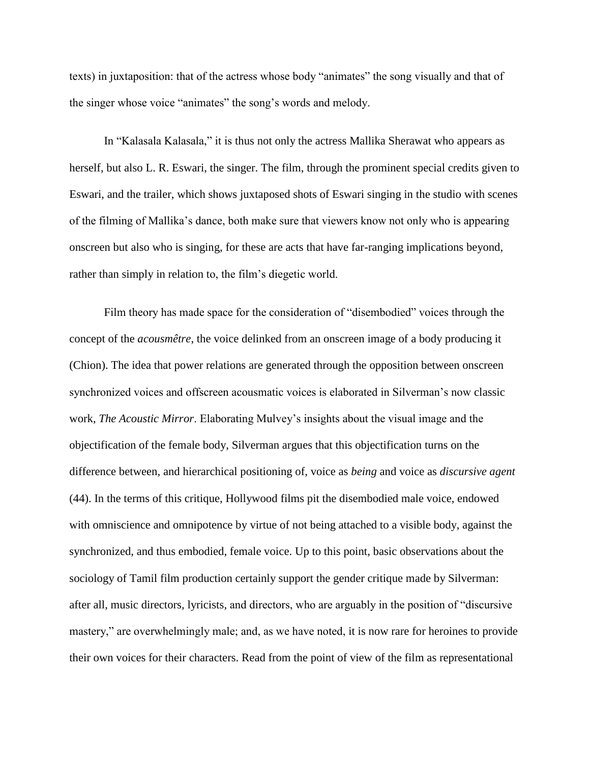texts) in juxtaposition: that of the actress whose body "animates" the song visually and that of the singer whose voice "animates" the song's words and melody.

In "Kalasala Kalasala," it is thus not only the actress Mallika Sherawat who appears as herself, but also L. R. Eswari, the singer. The film, through the prominent special credits given to Eswari, and the trailer, which shows juxtaposed shots of Eswari singing in the studio with scenes of the filming of Mallika's dance, both make sure that viewers know not only who is appearing onscreen but also who is singing, for these are acts that have far-ranging implications beyond, rather than simply in relation to, the film's diegetic world.

Film theory has made space for the consideration of "disembodied" voices through the concept of the *acousmêtre*, the voice delinked from an onscreen image of a body producing it (Chion). The idea that power relations are generated through the opposition between onscreen synchronized voices and offscreen acousmatic voices is elaborated in Silverman's now classic work, *The Acoustic Mirror*. Elaborating Mulvey's insights about the visual image and the objectification of the female body, Silverman argues that this objectification turns on the difference between, and hierarchical positioning of, voice as *being* and voice as *discursive agent* (44). In the terms of this critique, Hollywood films pit the disembodied male voice, endowed with omniscience and omnipotence by virtue of not being attached to a visible body, against the synchronized, and thus embodied, female voice. Up to this point, basic observations about the sociology of Tamil film production certainly support the gender critique made by Silverman: after all, music directors, lyricists, and directors, who are arguably in the position of "discursive mastery," are overwhelmingly male; and, as we have noted, it is now rare for heroines to provide their own voices for their characters. Read from the point of view of the film as representational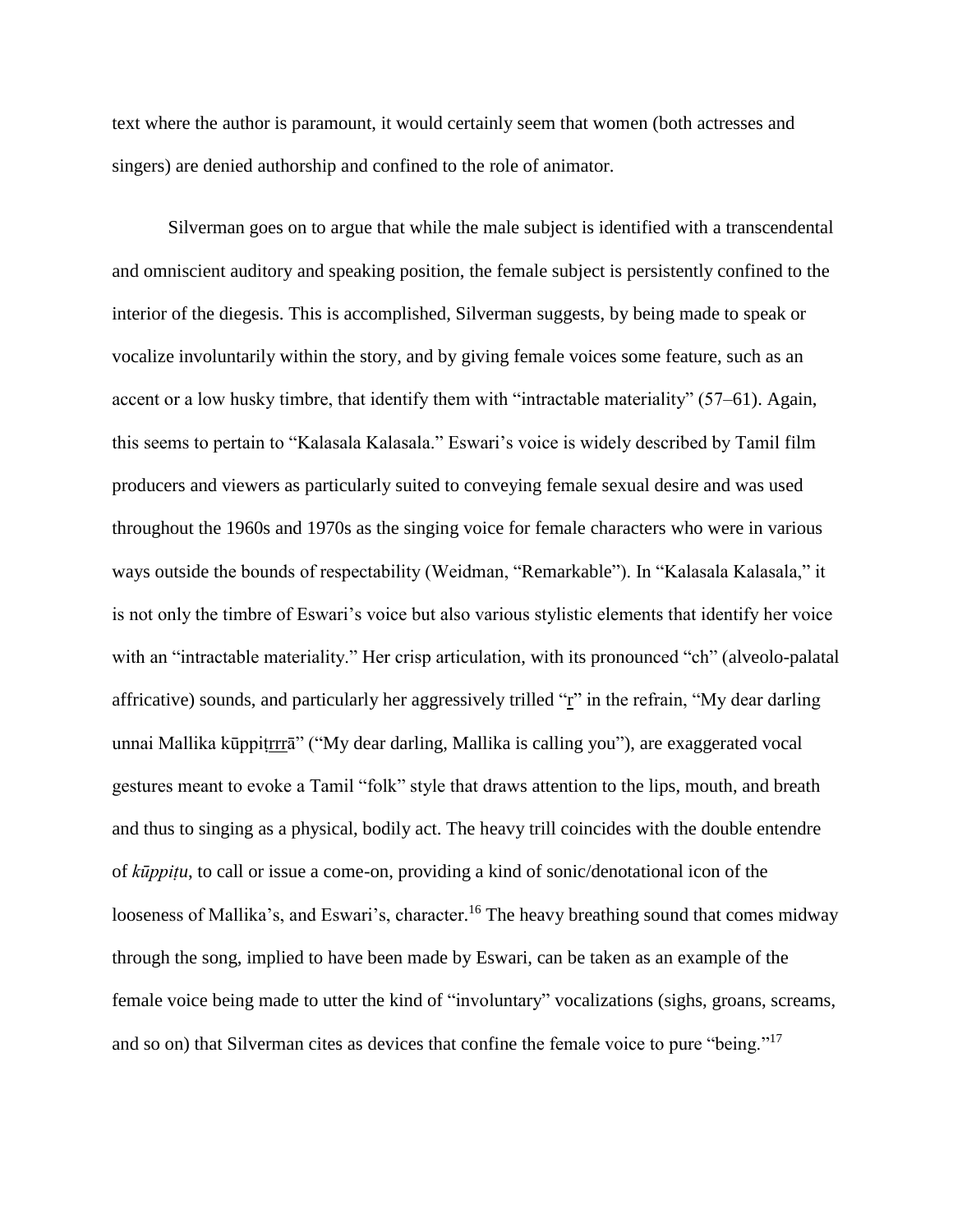text where the author is paramount, it would certainly seem that women (both actresses and singers) are denied authorship and confined to the role of animator.

Silverman goes on to argue that while the male subject is identified with a transcendental and omniscient auditory and speaking position, the female subject is persistently confined to the interior of the diegesis. This is accomplished, Silverman suggests, by being made to speak or vocalize involuntarily within the story, and by giving female voices some feature, such as an accent or a low husky timbre, that identify them with "intractable materiality" (57–61). Again, this seems to pertain to "Kalasala Kalasala." Eswari's voice is widely described by Tamil film producers and viewers as particularly suited to conveying female sexual desire and was used throughout the 1960s and 1970s as the singing voice for female characters who were in various ways outside the bounds of respectability (Weidman, "Remarkable"). In "Kalasala Kalasala," it is not only the timbre of Eswari's voice but also various stylistic elements that identify her voice with an "intractable materiality." Her crisp articulation, with its pronounced "ch" (alveolo-palatal affricative) sounds, and particularly her aggressively trilled "<u>r</u>" in the refrain, "My dear darling unnai Mallika kūppiṭ<u>rrr</u>ā" ("My dear darling, Mallika is calling you"), are exaggerated vocal gestures meant to evoke a Tamil "folk" style that draws attention to the lips, mouth, and breath and thus to singing as a physical, bodily act. The heavy trill coincides with the double entendre of *kūppiṭu*, to call or issue a come-on, providing a kind of sonic/denotational icon of the looseness of Mallika's, and Eswari's, character.[16] The heavy breathing sound that comes midway through the song, implied to have been made by Eswari, can be taken as an example of the female voice being made to utter the kind of "involuntary" vocalizations (sighs, groans, screams, and so on) that Silverman cites as devices that confine the female voice to pure "being."[17]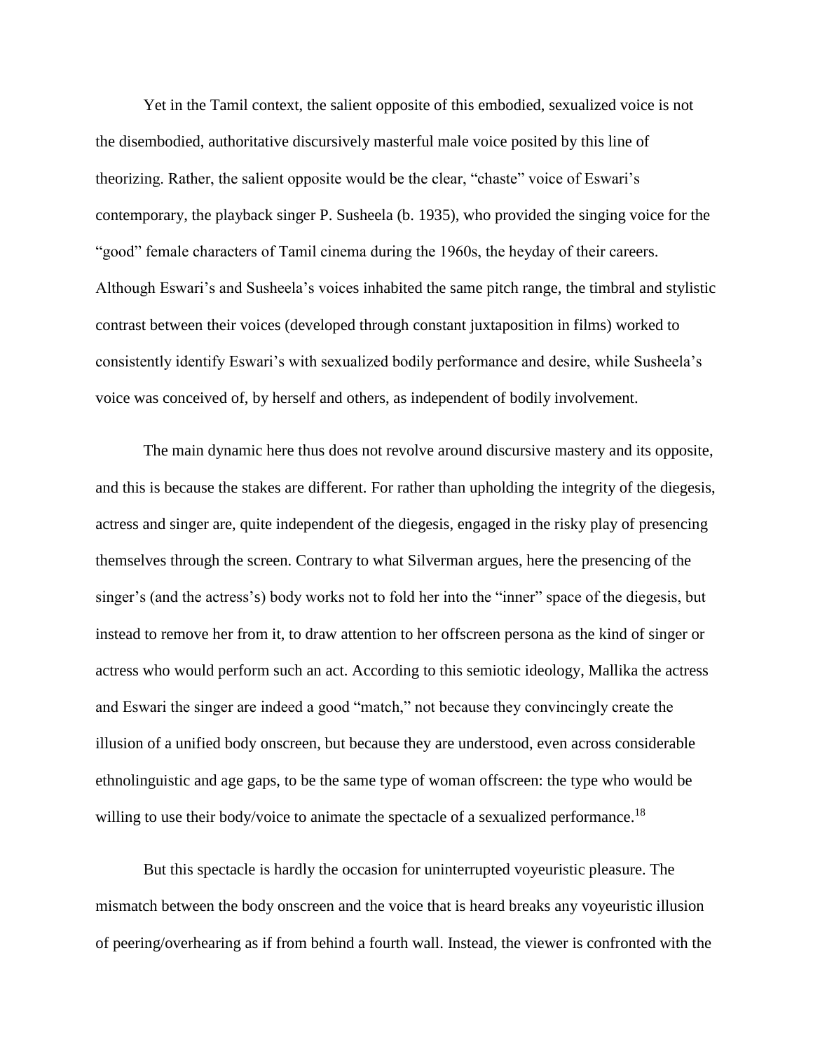Yet in the Tamil context, the salient opposite of this embodied, sexualized voice is not the disembodied, authoritative discursively masterful male voice posited by this line of theorizing. Rather, the salient opposite would be the clear, "chaste" voice of Eswari's contemporary, the playback singer P. Susheela (b. 1935), who provided the singing voice for the "good" female characters of Tamil cinema during the 1960s, the heyday of their careers. Although Eswari's and Susheela's voices inhabited the same pitch range, the timbral and stylistic contrast between their voices (developed through constant juxtaposition in films) worked to consistently identify Eswari's with sexualized bodily performance and desire, while Susheela's voice was conceived of, by herself and others, as independent of bodily involvement.

The main dynamic here thus does not revolve around discursive mastery and its opposite, and this is because the stakes are different. For rather than upholding the integrity of the diegesis, actress and singer are, quite independent of the diegesis, engaged in the risky play of presencing themselves through the screen. Contrary to what Silverman argues, here the presencing of the singer's (and the actress's) body works not to fold her into the "inner" space of the diegesis, but instead to remove her from it, to draw attention to her offscreen persona as the kind of singer or actress who would perform such an act. According to this semiotic ideology, Mallika the actress and Eswari the singer are indeed a good "match," not because they convincingly create the illusion of a unified body onscreen, but because they are understood, even across considerable ethnolinguistic and age gaps, to be the same type of woman offscreen: the type who would be willing to use their body/voice to animate the spectacle of a sexualized performance.[18]

But this spectacle is hardly the occasion for uninterrupted voyeuristic pleasure. The mismatch between the body onscreen and the voice that is heard breaks any voyeuristic illusion of peering/overhearing as if from behind a fourth wall. Instead, the viewer is confronted with the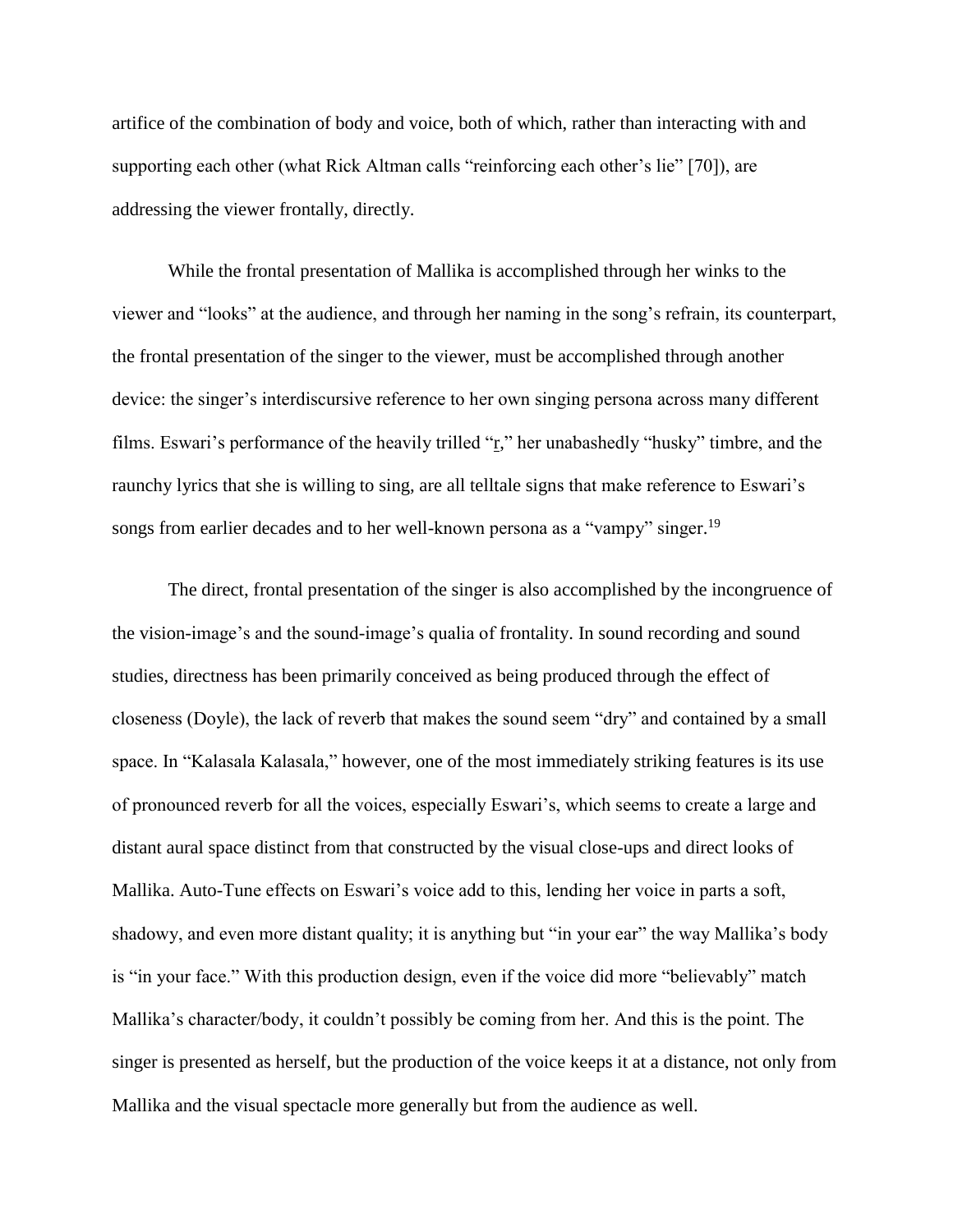artifice of the combination of body and voice, both of which, rather than interacting with and supporting each other (what Rick Altman calls "reinforcing each other's lie" [70]), are addressing the viewer frontally, directly.

While the frontal presentation of Mallika is accomplished through her winks to the viewer and "looks" at the audience, and through her naming in the song's refrain, its counterpart, the frontal presentation of the singer to the viewer, must be accomplished through another device: the singer's interdiscursive reference to her own singing persona across many different films. Eswari's performance of the heavily trilled "r," her unabashedly "husky" timbre, and the raunchy lyrics that she is willing to sing, are all telltale signs that make reference to Eswari's songs from earlier decades and to her well-known persona as a "vampy" singer.[19]

The direct, frontal presentation of the singer is also accomplished by the incongruence of the vision-image's and the sound-image's qualia of frontality. In sound recording and sound studies, directness has been primarily conceived as being produced through the effect of closeness (Doyle), the lack of reverb that makes the sound seem "dry" and contained by a small space. In "Kalasala Kalasala," however, one of the most immediately striking features is its use of pronounced reverb for all the voices, especially Eswari's, which seems to create a large and distant aural space distinct from that constructed by the visual close-ups and direct looks of Mallika. Auto-Tune effects on Eswari's voice add to this, lending her voice in parts a soft, shadowy, and even more distant quality; it is anything but "in your ear" the way Mallika's body is "in your face." With this production design, even if the voice did more "believably" match Mallika's character/body, it couldn't possibly be coming from her. And this is the point. The singer is presented as herself, but the production of the voice keeps it at a distance, not only from Mallika and the visual spectacle more generally but from the audience as well.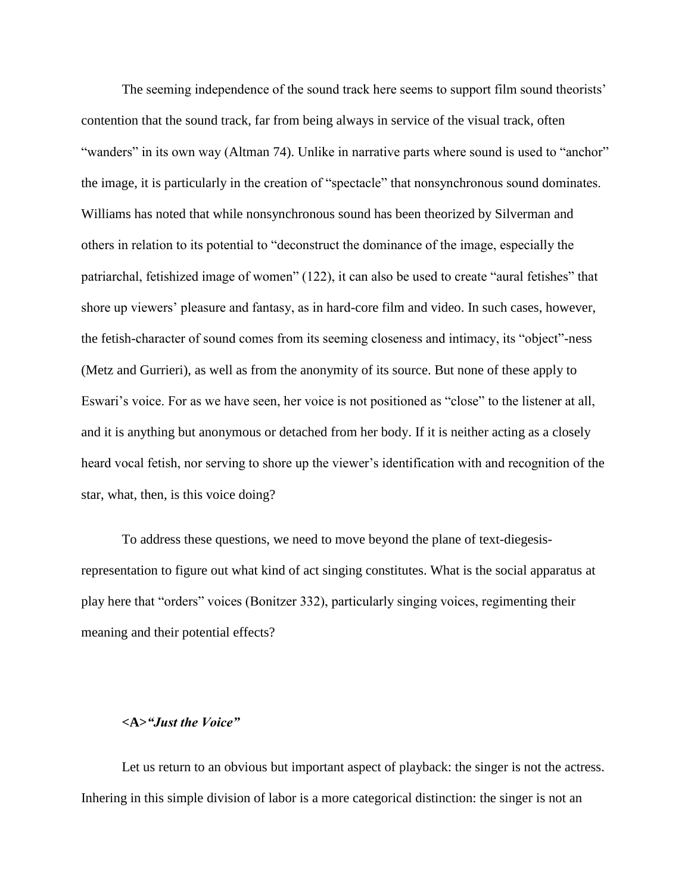The seeming independence of the sound track here seems to support film sound theorists' contention that the sound track, far from being always in service of the visual track, often "wanders" in its own way (Altman 74). Unlike in narrative parts where sound is used to "anchor" the image, it is particularly in the creation of "spectacle" that nonsynchronous sound dominates. Williams has noted that while nonsynchronous sound has been theorized by Silverman and others in relation to its potential to "deconstruct the dominance of the image, especially the patriarchal, fetishized image of women" (122), it can also be used to create "aural fetishes" that shore up viewers' pleasure and fantasy, as in hard-core film and video. In such cases, however, the fetish-character of sound comes from its seeming closeness and intimacy, its "object"-ness (Metz and Gurrieri), as well as from the anonymity of its source. But none of these apply to Eswari's voice. For as we have seen, her voice is not positioned as "close" to the listener at all, and it is anything but anonymous or detached from her body. If it is neither acting as a closely heard vocal fetish, nor serving to shore up the viewer's identification with and recognition of the star, what, then, is this voice doing?

To address these questions, we need to move beyond the plane of text-diegesis-representation to figure out what kind of act singing constitutes. What is the social apparatus at play here that "orders" voices (Bonitzer 332), particularly singing voices, regimenting their meaning and their potential effects?

**<A>*"Just the Voice"***

Let us return to an obvious but important aspect of playback: the singer is not the actress. Inhering in this simple division of labor is a more categorical distinction: the singer is not an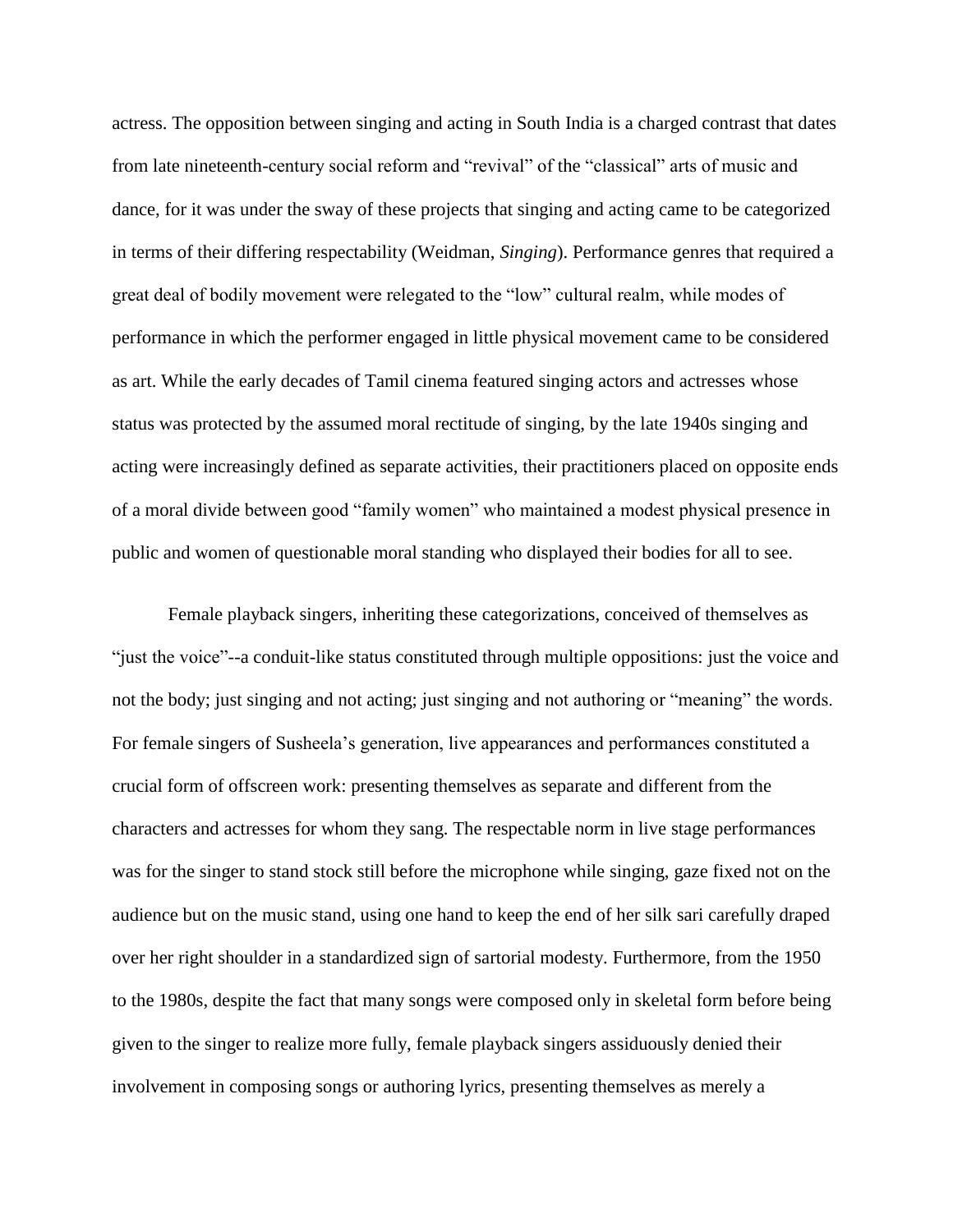actress. The opposition between singing and acting in South India is a charged contrast that dates from late nineteenth-century social reform and "revival" of the "classical" arts of music and dance, for it was under the sway of these projects that singing and acting came to be categorized in terms of their differing respectability (Weidman, *Singing*). Performance genres that required a great deal of bodily movement were relegated to the "low" cultural realm, while modes of performance in which the performer engaged in little physical movement came to be considered as art. While the early decades of Tamil cinema featured singing actors and actresses whose status was protected by the assumed moral rectitude of singing, by the late 1940s singing and acting were increasingly defined as separate activities, their practitioners placed on opposite ends of a moral divide between good "family women" who maintained a modest physical presence in public and women of questionable moral standing who displayed their bodies for all to see.

Female playback singers, inheriting these categorizations, conceived of themselves as "just the voice"--a conduit-like status constituted through multiple oppositions: just the voice and not the body; just singing and not acting; just singing and not authoring or "meaning" the words. For female singers of Susheela's generation, live appearances and performances constituted a crucial form of offscreen work: presenting themselves as separate and different from the characters and actresses for whom they sang. The respectable norm in live stage performances was for the singer to stand stock still before the microphone while singing, gaze fixed not on the audience but on the music stand, using one hand to keep the end of her silk sari carefully draped over her right shoulder in a standardized sign of sartorial modesty. Furthermore, from the 1950 to the 1980s, despite the fact that many songs were composed only in skeletal form before being given to the singer to realize more fully, female playback singers assiduously denied their involvement in composing songs or authoring lyrics, presenting themselves as merely a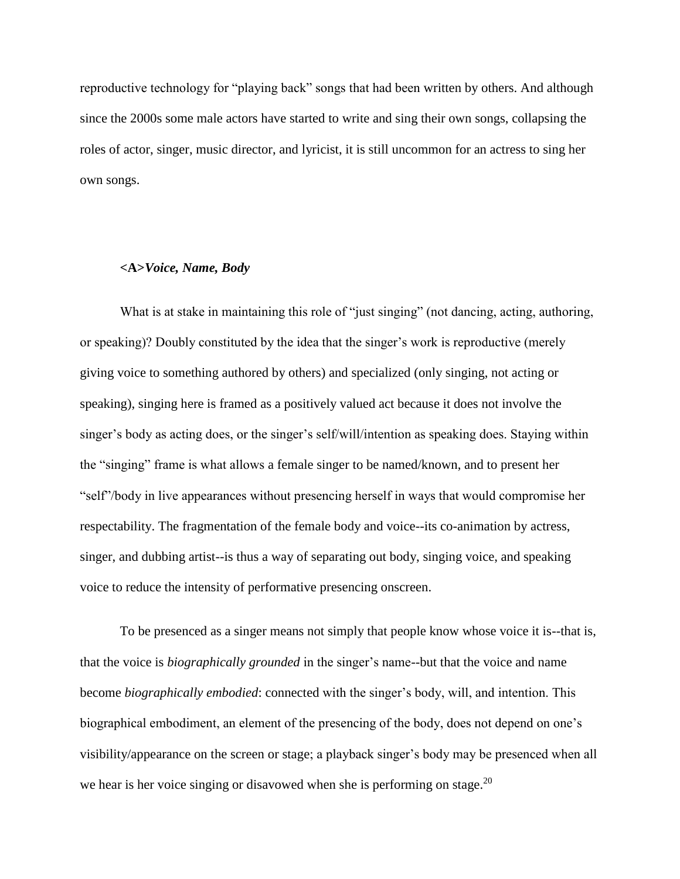reproductive technology for "playing back" songs that had been written by others. And although since the 2000s some male actors have started to write and sing their own songs, collapsing the roles of actor, singer, music director, and lyricist, it is still uncommon for an actress to sing her own songs.

## <A>*Voice, Name, Body*

What is at stake in maintaining this role of "just singing" (not dancing, acting, authoring, or speaking)? Doubly constituted by the idea that the singer's work is reproductive (merely giving voice to something authored by others) and specialized (only singing, not acting or speaking), singing here is framed as a positively valued act because it does not involve the singer's body as acting does, or the singer's self/will/intention as speaking does. Staying within the "singing" frame is what allows a female singer to be named/known, and to present her "self"/body in live appearances without presencing herself in ways that would compromise her respectability. The fragmentation of the female body and voice--its co-animation by actress, singer, and dubbing artist--is thus a way of separating out body, singing voice, and speaking voice to reduce the intensity of performative presencing onscreen.

To be presenced as a singer means not simply that people know whose voice it is--that is, that the voice is *biographically grounded* in the singer's name--but that the voice and name become *biographically embodied*: connected with the singer's body, will, and intention. This biographical embodiment, an element of the presencing of the body, does not depend on one's visibility/appearance on the screen or stage; a playback singer's body may be presenced when all we hear is her voice singing or disavowed when she is performing on stage.[20]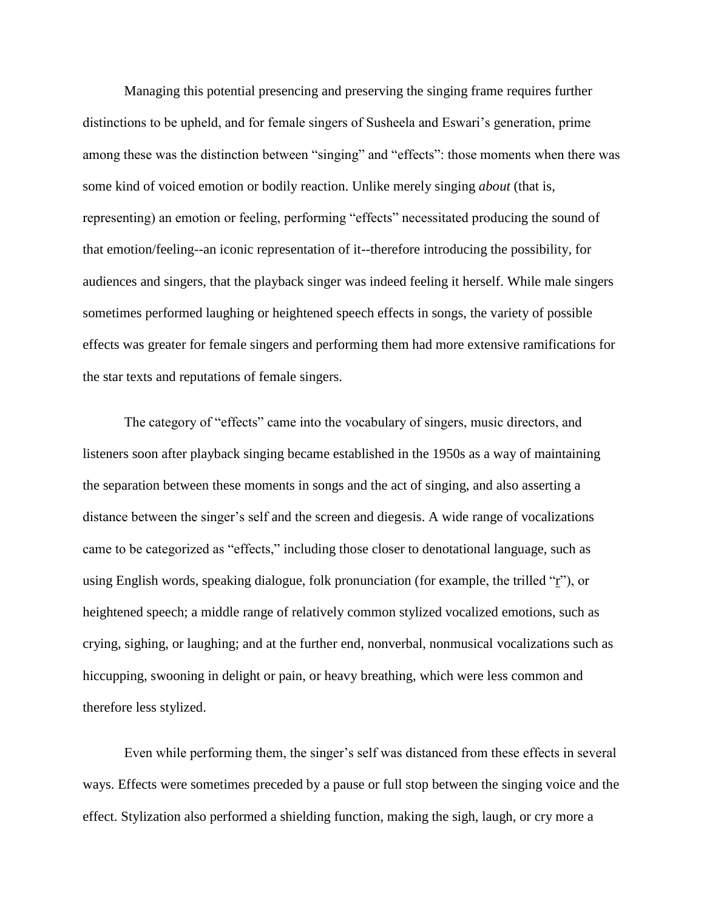Managing this potential presencing and preserving the singing frame requires further distinctions to be upheld, and for female singers of Susheela and Eswari's generation, prime among these was the distinction between "singing" and "effects": those moments when there was some kind of voiced emotion or bodily reaction. Unlike merely singing *about* (that is, representing) an emotion or feeling, performing "effects" necessitated producing the sound of that emotion/feeling--an iconic representation of it--therefore introducing the possibility, for audiences and singers, that the playback singer was indeed feeling it herself. While male singers sometimes performed laughing or heightened speech effects in songs, the variety of possible effects was greater for female singers and performing them had more extensive ramifications for the star texts and reputations of female singers.

The category of "effects" came into the vocabulary of singers, music directors, and listeners soon after playback singing became established in the 1950s as a way of maintaining the separation between these moments in songs and the act of singing, and also asserting a distance between the singer's self and the screen and diegesis. A wide range of vocalizations came to be categorized as "effects," including those closer to denotational language, such as using English words, speaking dialogue, folk pronunciation (for example, the trilled "ṟ"), or heightened speech; a middle range of relatively common stylized vocalized emotions, such as crying, sighing, or laughing; and at the further end, nonverbal, nonmusical vocalizations such as hiccupping, swooning in delight or pain, or heavy breathing, which were less common and therefore less stylized.

Even while performing them, the singer's self was distanced from these effects in several ways. Effects were sometimes preceded by a pause or full stop between the singing voice and the effect. Stylization also performed a shielding function, making the sigh, laugh, or cry more a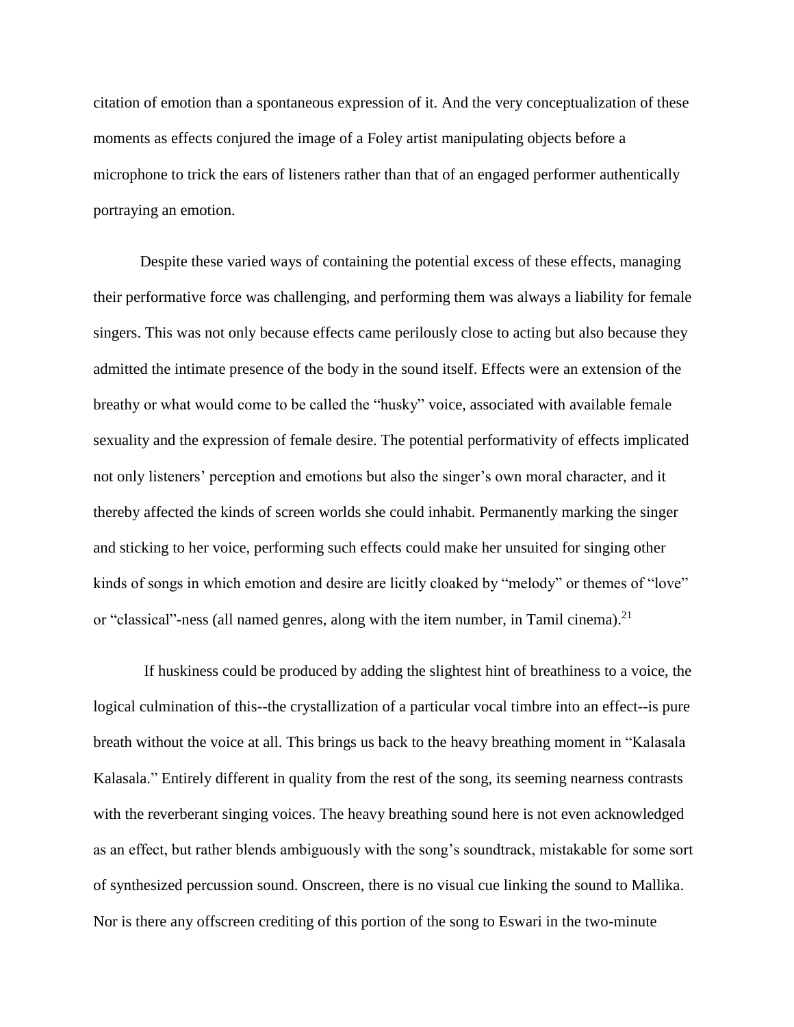citation of emotion than a spontaneous expression of it. And the very conceptualization of these moments as effects conjured the image of a Foley artist manipulating objects before a microphone to trick the ears of listeners rather than that of an engaged performer authentically portraying an emotion.

Despite these varied ways of containing the potential excess of these effects, managing their performative force was challenging, and performing them was always a liability for female singers. This was not only because effects came perilously close to acting but also because they admitted the intimate presence of the body in the sound itself. Effects were an extension of the breathy or what would come to be called the "husky" voice, associated with available female sexuality and the expression of female desire. The potential performativity of effects implicated not only listeners' perception and emotions but also the singer's own moral character, and it thereby affected the kinds of screen worlds she could inhabit. Permanently marking the singer and sticking to her voice, performing such effects could make her unsuited for singing other kinds of songs in which emotion and desire are licitly cloaked by "melody" or themes of "love" or "classical"-ness (all named genres, along with the item number, in Tamil cinema).[21]

If huskiness could be produced by adding the slightest hint of breathiness to a voice, the logical culmination of this--the crystallization of a particular vocal timbre into an effect--is pure breath without the voice at all. This brings us back to the heavy breathing moment in "Kalasala Kalasala." Entirely different in quality from the rest of the song, its seeming nearness contrasts with the reverberant singing voices. The heavy breathing sound here is not even acknowledged as an effect, but rather blends ambiguously with the song's soundtrack, mistakable for some sort of synthesized percussion sound. Onscreen, there is no visual cue linking the sound to Mallika. Nor is there any offscreen crediting of this portion of the song to Eswari in the two-minute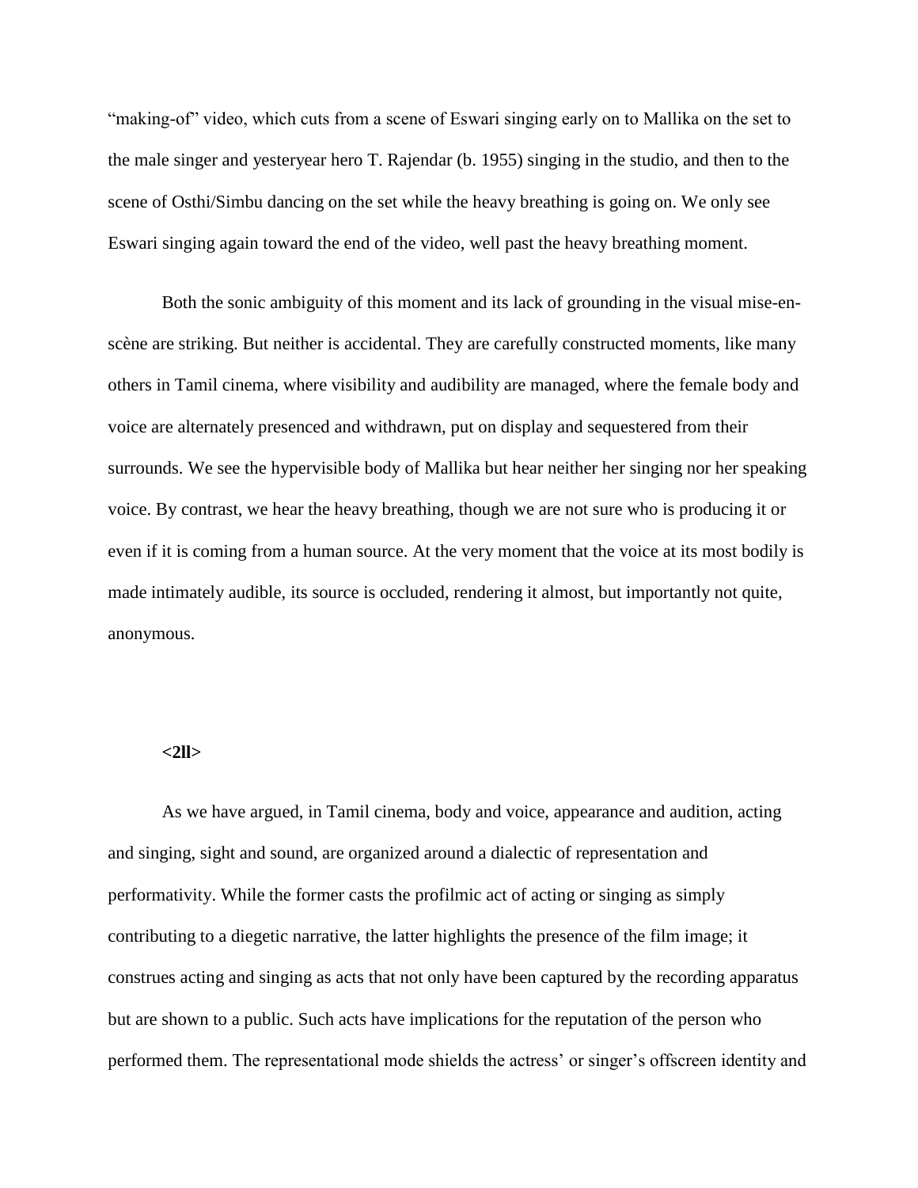"making-of" video, which cuts from a scene of Eswari singing early on to Mallika on the set to the male singer and yesteryear hero T. Rajendar (b. 1955) singing in the studio, and then to the scene of Osthi/Simbu dancing on the set while the heavy breathing is going on. We only see Eswari singing again toward the end of the video, well past the heavy breathing moment.

Both the sonic ambiguity of this moment and its lack of grounding in the visual mise-en-scène are striking. But neither is accidental. They are carefully constructed moments, like many others in Tamil cinema, where visibility and audibility are managed, where the female body and voice are alternately presenced and withdrawn, put on display and sequestered from their surrounds. We see the hypervisible body of Mallika but hear neither her singing nor her speaking voice. By contrast, we hear the heavy breathing, though we are not sure who is producing it or even if it is coming from a human source. At the very moment that the voice at its most bodily is made intimately audible, its source is occluded, rendering it almost, but importantly not quite, anonymous.

**<2ll>**

As we have argued, in Tamil cinema, body and voice, appearance and audition, acting and singing, sight and sound, are organized around a dialectic of representation and performativity. While the former casts the profilmic act of acting or singing as simply contributing to a diegetic narrative, the latter highlights the presence of the film image; it construes acting and singing as acts that not only have been captured by the recording apparatus but are shown to a public. Such acts have implications for the reputation of the person who performed them. The representational mode shields the actress' or singer's offscreen identity and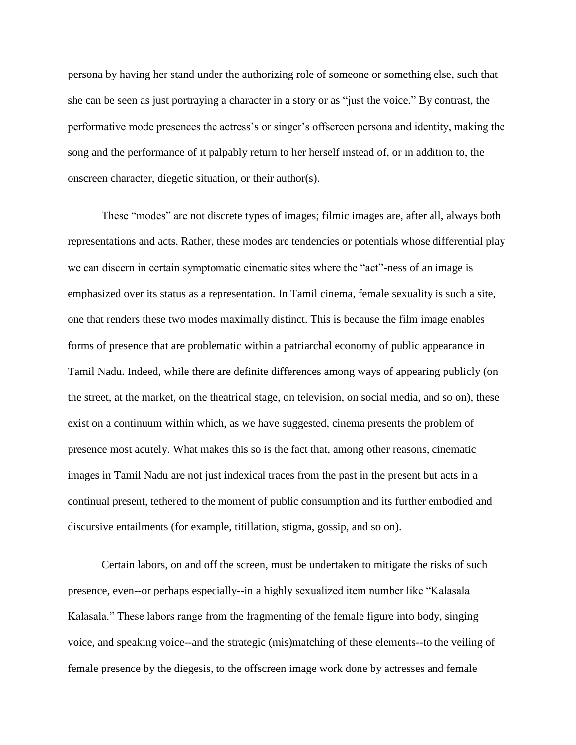persona by having her stand under the authorizing role of someone or something else, such that she can be seen as just portraying a character in a story or as "just the voice." By contrast, the performative mode presences the actress's or singer's offscreen persona and identity, making the song and the performance of it palpably return to her herself instead of, or in addition to, the onscreen character, diegetic situation, or their author(s).

These "modes" are not discrete types of images; filmic images are, after all, always both representations and acts. Rather, these modes are tendencies or potentials whose differential play we can discern in certain symptomatic cinematic sites where the "act"-ness of an image is emphasized over its status as a representation. In Tamil cinema, female sexuality is such a site, one that renders these two modes maximally distinct. This is because the film image enables forms of presence that are problematic within a patriarchal economy of public appearance in Tamil Nadu. Indeed, while there are definite differences among ways of appearing publicly (on the street, at the market, on the theatrical stage, on television, on social media, and so on), these exist on a continuum within which, as we have suggested, cinema presents the problem of presence most acutely. What makes this so is the fact that, among other reasons, cinematic images in Tamil Nadu are not just indexical traces from the past in the present but acts in a continual present, tethered to the moment of public consumption and its further embodied and discursive entailments (for example, titillation, stigma, gossip, and so on).

Certain labors, on and off the screen, must be undertaken to mitigate the risks of such presence, even--or perhaps especially--in a highly sexualized item number like "Kalasala Kalasala." These labors range from the fragmenting of the female figure into body, singing voice, and speaking voice--and the strategic (mis)matching of these elements--to the veiling of female presence by the diegesis, to the offscreen image work done by actresses and female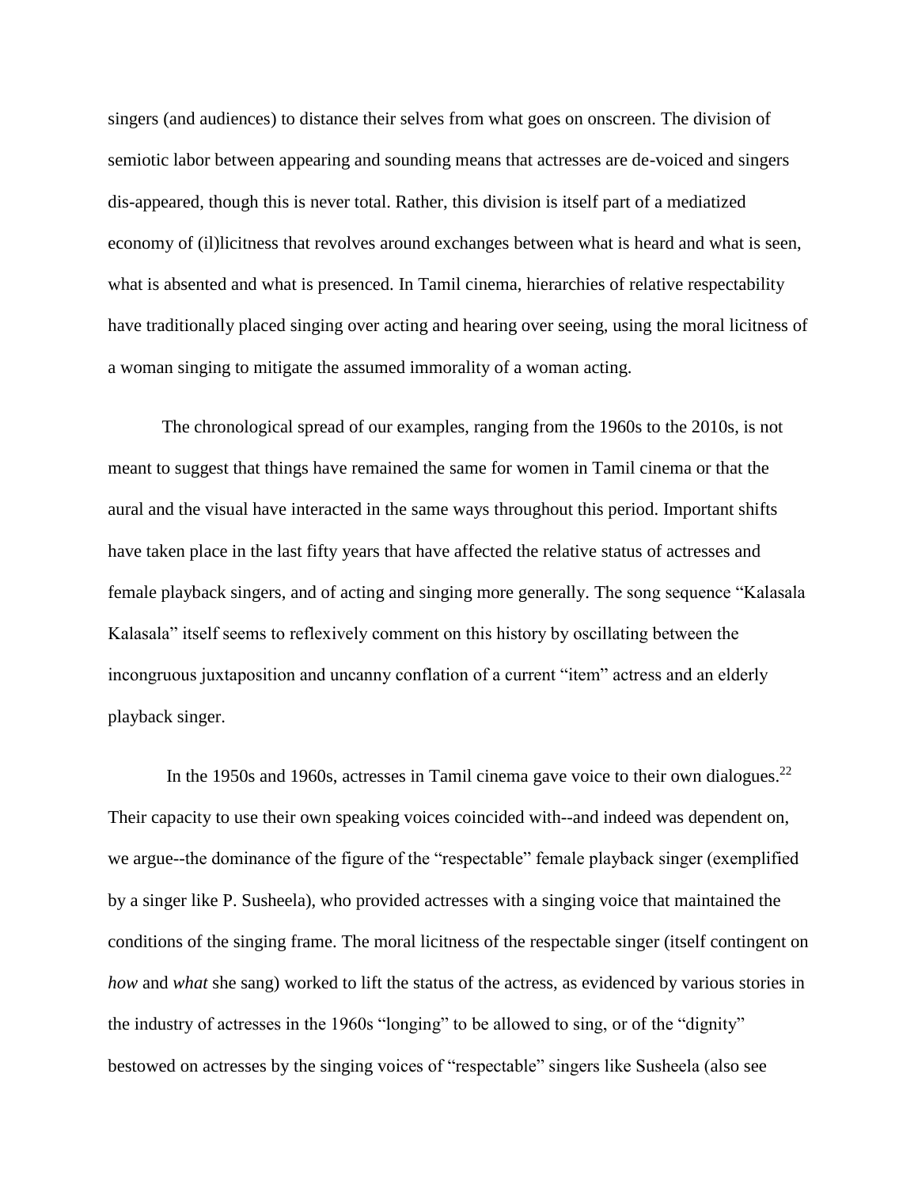singers (and audiences) to distance their selves from what goes on onscreen. The division of semiotic labor between appearing and sounding means that actresses are de-voiced and singers dis-appeared, though this is never total. Rather, this division is itself part of a mediatized economy of (il)licitness that revolves around exchanges between what is heard and what is seen, what is absented and what is presenced. In Tamil cinema, hierarchies of relative respectability have traditionally placed singing over acting and hearing over seeing, using the moral licitness of a woman singing to mitigate the assumed immorality of a woman acting.

The chronological spread of our examples, ranging from the 1960s to the 2010s, is not meant to suggest that things have remained the same for women in Tamil cinema or that the aural and the visual have interacted in the same ways throughout this period. Important shifts have taken place in the last fifty years that have affected the relative status of actresses and female playback singers, and of acting and singing more generally. The song sequence "Kalasala Kalasala" itself seems to reflexively comment on this history by oscillating between the incongruous juxtaposition and uncanny conflation of a current "item" actress and an elderly playback singer.

In the 1950s and 1960s, actresses in Tamil cinema gave voice to their own dialogues.[22] Their capacity to use their own speaking voices coincided with--and indeed was dependent on, we argue--the dominance of the figure of the "respectable" female playback singer (exemplified by a singer like P. Susheela), who provided actresses with a singing voice that maintained the conditions of the singing frame. The moral licitness of the respectable singer (itself contingent on *how* and *what* she sang) worked to lift the status of the actress, as evidenced by various stories in the industry of actresses in the 1960s "longing" to be allowed to sing, or of the "dignity" bestowed on actresses by the singing voices of "respectable" singers like Susheela (also see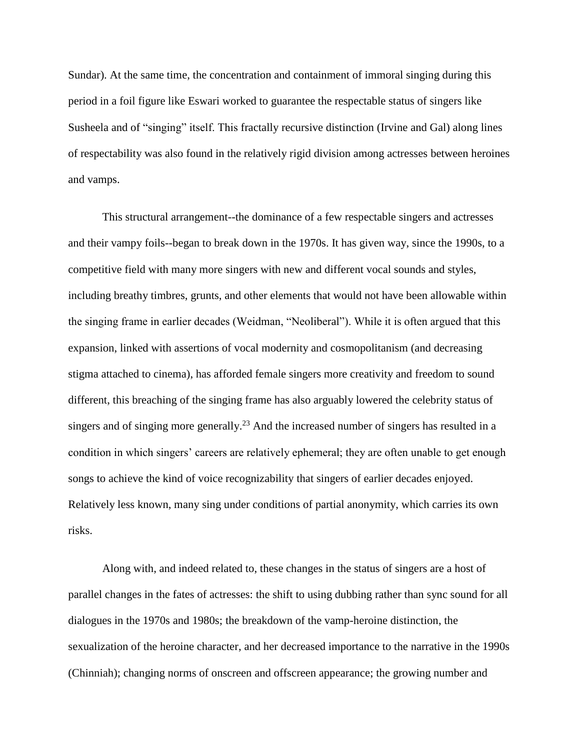Sundar). At the same time, the concentration and containment of immoral singing during this period in a foil figure like Eswari worked to guarantee the respectable status of singers like Susheela and of "singing" itself. This fractally recursive distinction (Irvine and Gal) along lines of respectability was also found in the relatively rigid division among actresses between heroines and vamps.

This structural arrangement--the dominance of a few respectable singers and actresses and their vampy foils--began to break down in the 1970s. It has given way, since the 1990s, to a competitive field with many more singers with new and different vocal sounds and styles, including breathy timbres, grunts, and other elements that would not have been allowable within the singing frame in earlier decades (Weidman, "Neoliberal"). While it is often argued that this expansion, linked with assertions of vocal modernity and cosmopolitanism (and decreasing stigma attached to cinema), has afforded female singers more creativity and freedom to sound different, this breaching of the singing frame has also arguably lowered the celebrity status of singers and of singing more generally.[23] And the increased number of singers has resulted in a condition in which singers' careers are relatively ephemeral; they are often unable to get enough songs to achieve the kind of voice recognizability that singers of earlier decades enjoyed. Relatively less known, many sing under conditions of partial anonymity, which carries its own risks.

Along with, and indeed related to, these changes in the status of singers are a host of parallel changes in the fates of actresses: the shift to using dubbing rather than sync sound for all dialogues in the 1970s and 1980s; the breakdown of the vamp-heroine distinction, the sexualization of the heroine character, and her decreased importance to the narrative in the 1990s (Chinniah); changing norms of onscreen and offscreen appearance; the growing number and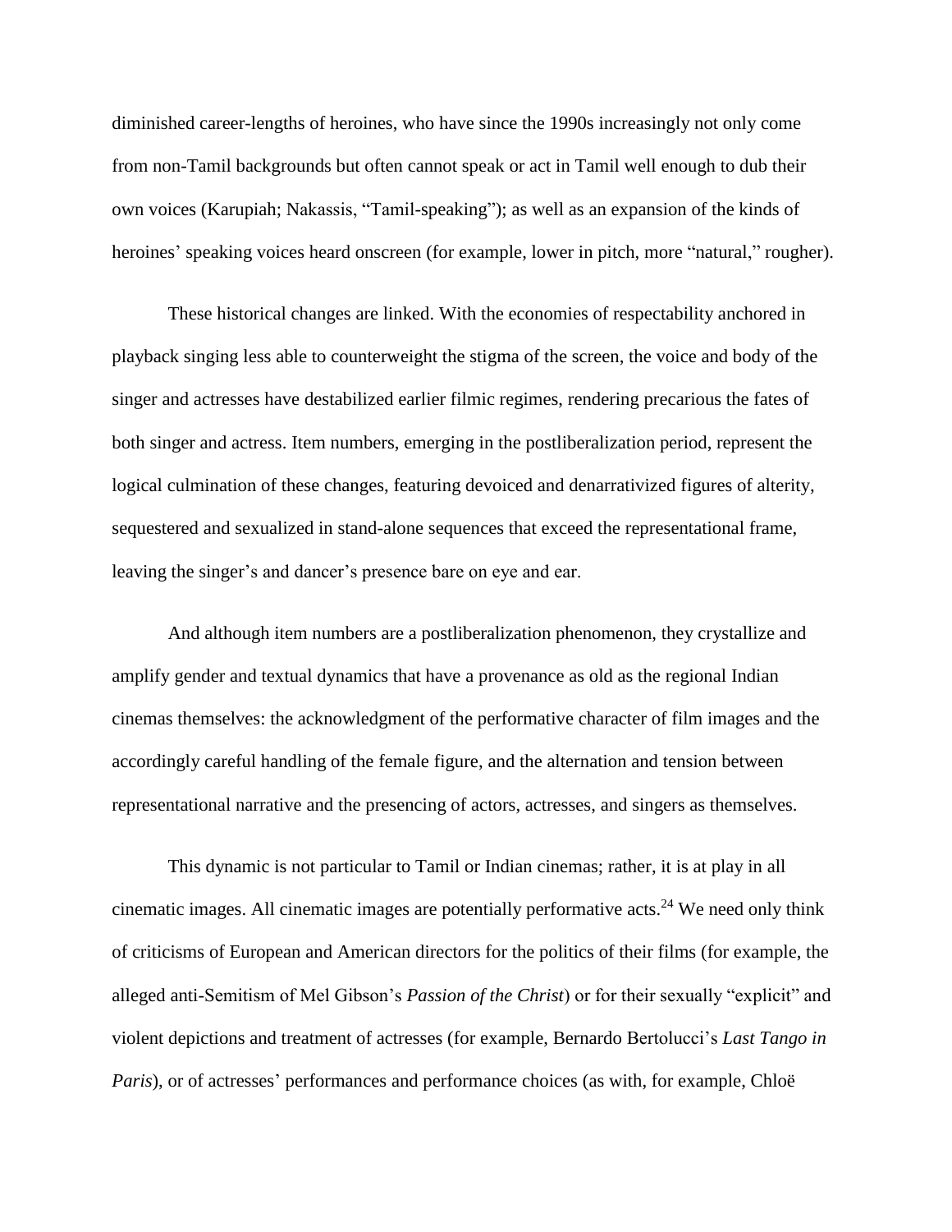diminished career-lengths of heroines, who have since the 1990s increasingly not only come from non-Tamil backgrounds but often cannot speak or act in Tamil well enough to dub their own voices (Karupiah; Nakassis, "Tamil-speaking"); as well as an expansion of the kinds of heroines' speaking voices heard onscreen (for example, lower in pitch, more "natural," rougher).

These historical changes are linked. With the economies of respectability anchored in playback singing less able to counterweight the stigma of the screen, the voice and body of the singer and actresses have destabilized earlier filmic regimes, rendering precarious the fates of both singer and actress. Item numbers, emerging in the postliberalization period, represent the logical culmination of these changes, featuring devoiced and denarrativized figures of alterity, sequestered and sexualized in stand-alone sequences that exceed the representational frame, leaving the singer's and dancer's presence bare on eye and ear.

And although item numbers are a postliberalization phenomenon, they crystallize and amplify gender and textual dynamics that have a provenance as old as the regional Indian cinemas themselves: the acknowledgment of the performative character of film images and the accordingly careful handling of the female figure, and the alternation and tension between representational narrative and the presencing of actors, actresses, and singers as themselves.

This dynamic is not particular to Tamil or Indian cinemas; rather, it is at play in all cinematic images. All cinematic images are potentially performative acts.[24] We need only think of criticisms of European and American directors for the politics of their films (for example, the alleged anti-Semitism of Mel Gibson's *Passion of the Christ*) or for their sexually "explicit" and violent depictions and treatment of actresses (for example, Bernardo Bertolucci's *Last Tango in Paris*), or of actresses' performances and performance choices (as with, for example, Chloë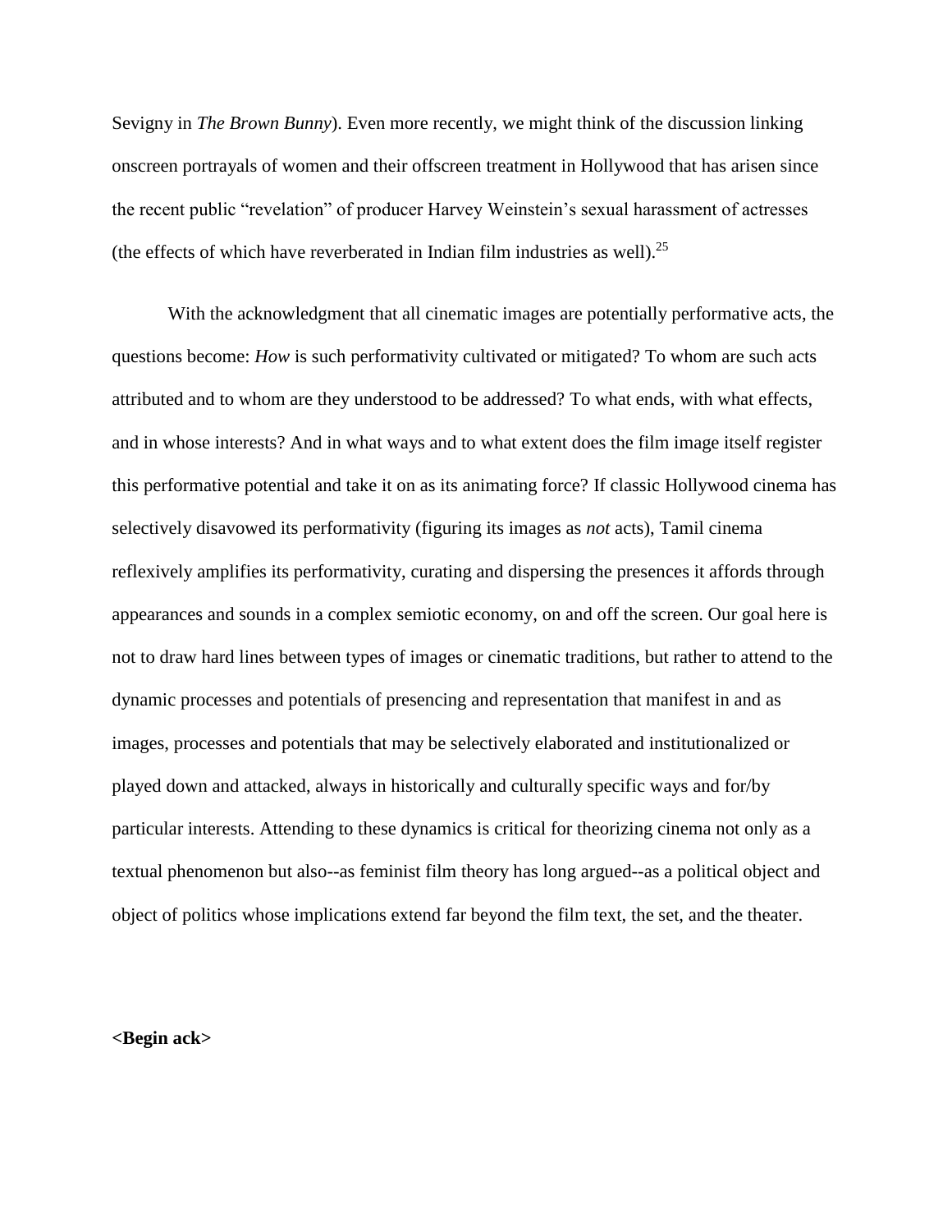Sevigny in *The Brown Bunny*). Even more recently, we might think of the discussion linking onscreen portrayals of women and their offscreen treatment in Hollywood that has arisen since the recent public "revelation" of producer Harvey Weinstein's sexual harassment of actresses (the effects of which have reverberated in Indian film industries as well).[25]

With the acknowledgment that all cinematic images are potentially performative acts, the questions become: *How* is such performativity cultivated or mitigated? To whom are such acts attributed and to whom are they understood to be addressed? To what ends, with what effects, and in whose interests? And in what ways and to what extent does the film image itself register this performative potential and take it on as its animating force? If classic Hollywood cinema has selectively disavowed its performativity (figuring its images as *not* acts), Tamil cinema reflexively amplifies its performativity, curating and dispersing the presences it affords through appearances and sounds in a complex semiotic economy, on and off the screen. Our goal here is not to draw hard lines between types of images or cinematic traditions, but rather to attend to the dynamic processes and potentials of presencing and representation that manifest in and as images, processes and potentials that may be selectively elaborated and institutionalized or played down and attacked, always in historically and culturally specific ways and for/by particular interests. Attending to these dynamics is critical for theorizing cinema not only as a textual phenomenon but also--as feminist film theory has long argued--as a political object and object of politics whose implications extend far beyond the film text, the set, and the theater.

**<Begin ack>**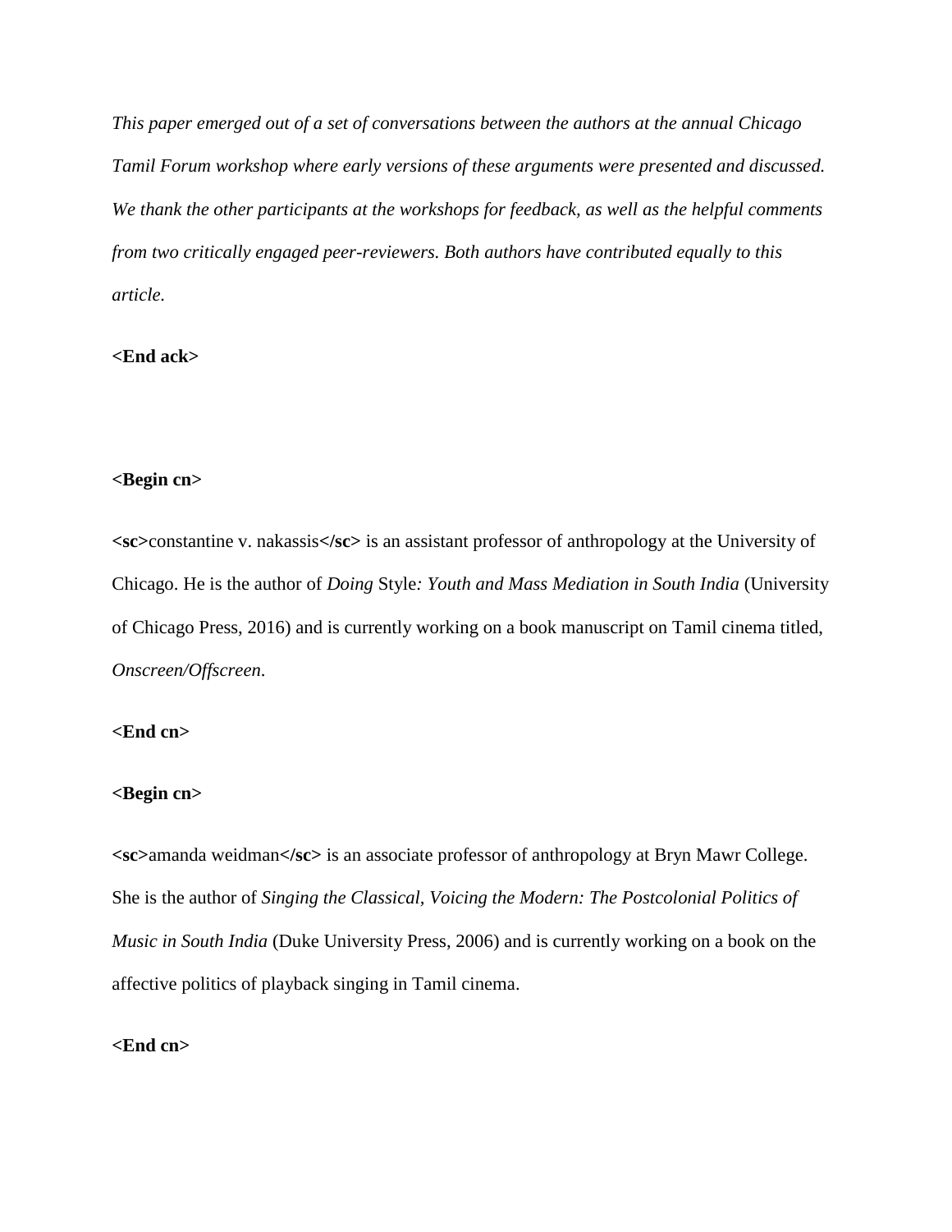*This paper emerged out of a set of conversations between the authors at the annual Chicago Tamil Forum workshop where early versions of these arguments were presented and discussed. We thank the other participants at the workshops for feedback, as well as the helpful comments from two critically engaged peer-reviewers. Both authors have contributed equally to this article.*

**<End ack>**

**<Begin cn>**

**<sc>**constantine v. nakassis**</sc>** is an assistant professor of anthropology at the University of Chicago. He is the author of *Doing* Style*: Youth and Mass Mediation in South India* (University of Chicago Press, 2016) and is currently working on a book manuscript on Tamil cinema titled, *Onscreen/Offscreen*.

**<End cn>**

**<Begin cn>**

**<sc>**amanda weidman**</sc>** is an associate professor of anthropology at Bryn Mawr College. She is the author of *Singing the Classical, Voicing the Modern: The Postcolonial Politics of Music in South India* (Duke University Press, 2006) and is currently working on a book on the affective politics of playback singing in Tamil cinema.

**<End cn>**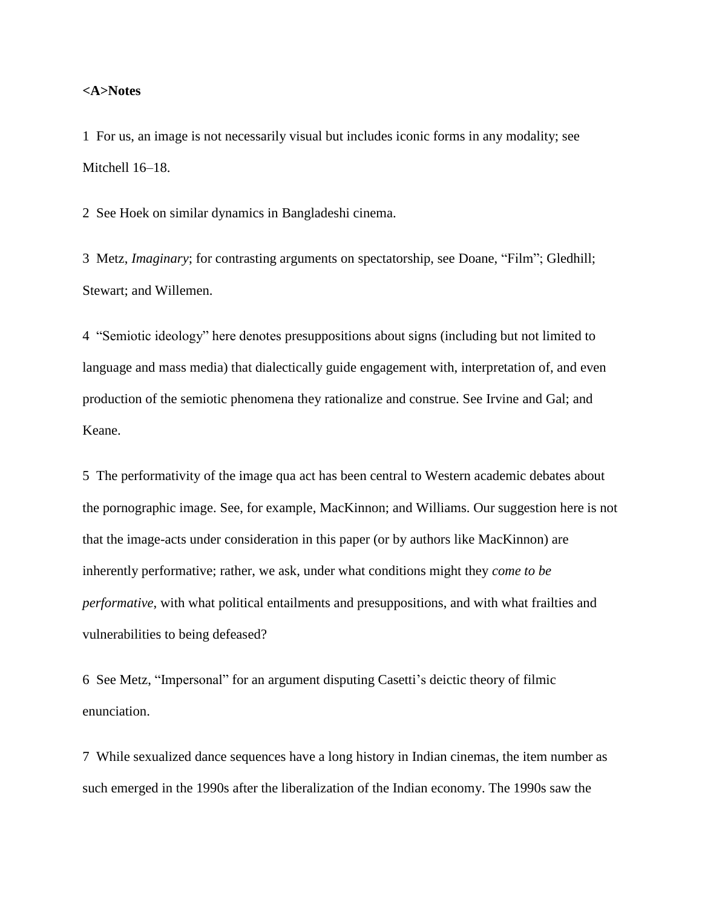<A>Notes

1 For us, an image is not necessarily visual but includes iconic forms in any modality; see Mitchell 16–18.

2 See Hoek on similar dynamics in Bangladeshi cinema.

3 Metz, *Imaginary*; for contrasting arguments on spectatorship, see Doane, "Film"; Gledhill; Stewart; and Willemen.

4 "Semiotic ideology" here denotes presuppositions about signs (including but not limited to language and mass media) that dialectically guide engagement with, interpretation of, and even production of the semiotic phenomena they rationalize and construe. See Irvine and Gal; and Keane.

5 The performativity of the image qua act has been central to Western academic debates about the pornographic image. See, for example, MacKinnon; and Williams. Our suggestion here is not that the image-acts under consideration in this paper (or by authors like MacKinnon) are inherently performative; rather, we ask, under what conditions might they *come to be performative*, with what political entailments and presuppositions, and with what frailties and vulnerabilities to being defeased?

6 See Metz, "Impersonal" for an argument disputing Casetti's deictic theory of filmic enunciation.

7 While sexualized dance sequences have a long history in Indian cinemas, the item number as such emerged in the 1990s after the liberalization of the Indian economy. The 1990s saw the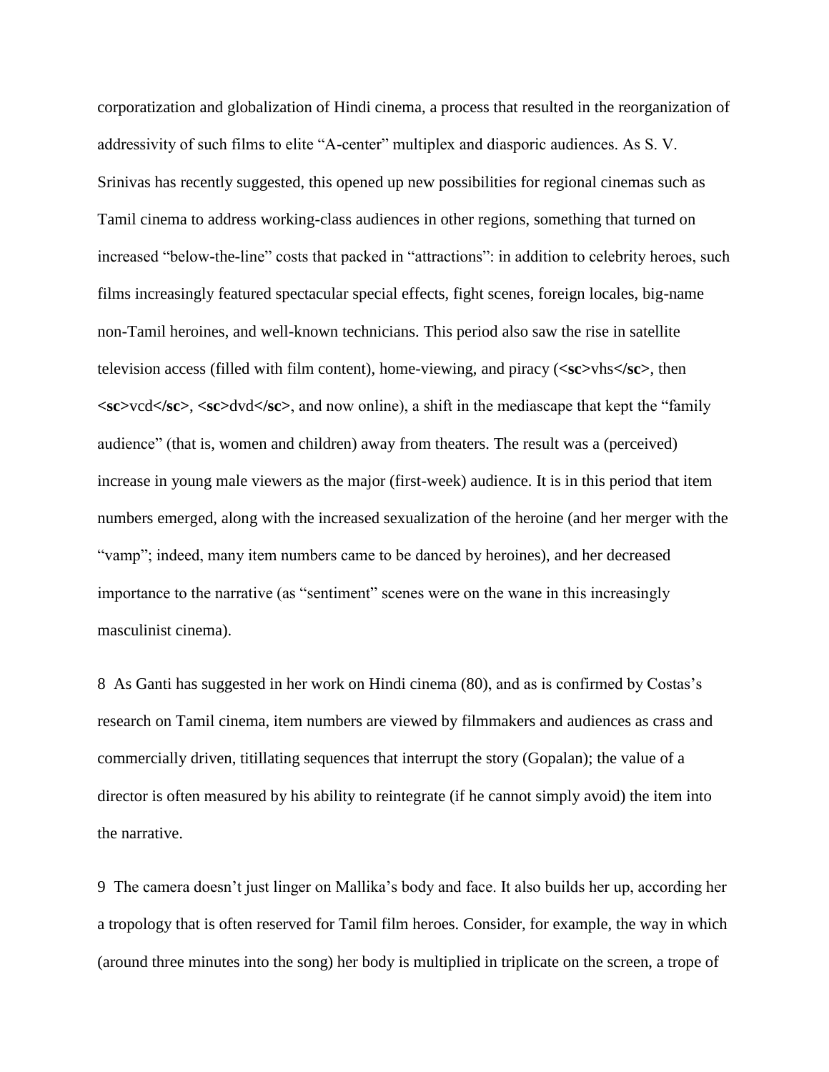corporatization and globalization of Hindi cinema, a process that resulted in the reorganization of addressivity of such films to elite "A-center" multiplex and diasporic audiences. As S. V. Srinivas has recently suggested, this opened up new possibilities for regional cinemas such as Tamil cinema to address working-class audiences in other regions, something that turned on increased "below-the-line" costs that packed in "attractions": in addition to celebrity heroes, such films increasingly featured spectacular special effects, fight scenes, foreign locales, big-name non-Tamil heroines, and well-known technicians. This period also saw the rise in satellite television access (filled with film content), home-viewing, and piracy (**<sc>**vhs**</sc>**, then **<sc>**vcd**</sc>**, **<sc>**dvd**</sc>**, and now online), a shift in the mediascape that kept the "family audience" (that is, women and children) away from theaters. The result was a (perceived) increase in young male viewers as the major (first-week) audience. It is in this period that item numbers emerged, along with the increased sexualization of the heroine (and her merger with the "vamp"; indeed, many item numbers came to be danced by heroines), and her decreased importance to the narrative (as "sentiment" scenes were on the wane in this increasingly masculinist cinema).

8 As Ganti has suggested in her work on Hindi cinema (80), and as is confirmed by Costas's research on Tamil cinema, item numbers are viewed by filmmakers and audiences as crass and commercially driven, titillating sequences that interrupt the story (Gopalan); the value of a director is often measured by his ability to reintegrate (if he cannot simply avoid) the item into the narrative.

9 The camera doesn't just linger on Mallika's body and face. It also builds her up, according her a tropology that is often reserved for Tamil film heroes. Consider, for example, the way in which (around three minutes into the song) her body is multiplied in triplicate on the screen, a trope of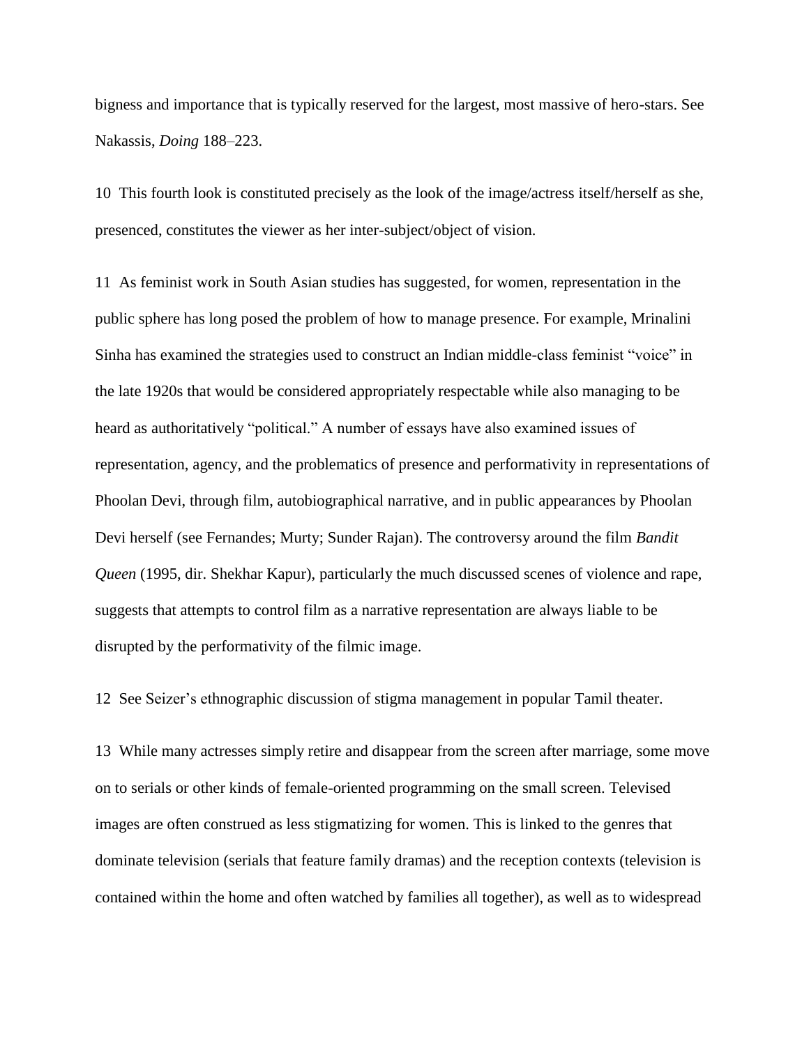bigness and importance that is typically reserved for the largest, most massive of hero-stars. See Nakassis, *Doing* 188–223.

10 This fourth look is constituted precisely as the look of the image/actress itself/herself as she, presenced, constitutes the viewer as her inter-subject/object of vision.

11 As feminist work in South Asian studies has suggested, for women, representation in the public sphere has long posed the problem of how to manage presence. For example, Mrinalini Sinha has examined the strategies used to construct an Indian middle-class feminist "voice" in the late 1920s that would be considered appropriately respectable while also managing to be heard as authoritatively "political." A number of essays have also examined issues of representation, agency, and the problematics of presence and performativity in representations of Phoolan Devi, through film, autobiographical narrative, and in public appearances by Phoolan Devi herself (see Fernandes; Murty; Sunder Rajan). The controversy around the film *Bandit Queen* (1995, dir. Shekhar Kapur), particularly the much discussed scenes of violence and rape, suggests that attempts to control film as a narrative representation are always liable to be disrupted by the performativity of the filmic image.

12 See Seizer's ethnographic discussion of stigma management in popular Tamil theater.

13 While many actresses simply retire and disappear from the screen after marriage, some move on to serials or other kinds of female-oriented programming on the small screen. Televised images are often construed as less stigmatizing for women. This is linked to the genres that dominate television (serials that feature family dramas) and the reception contexts (television is contained within the home and often watched by families all together), as well as to widespread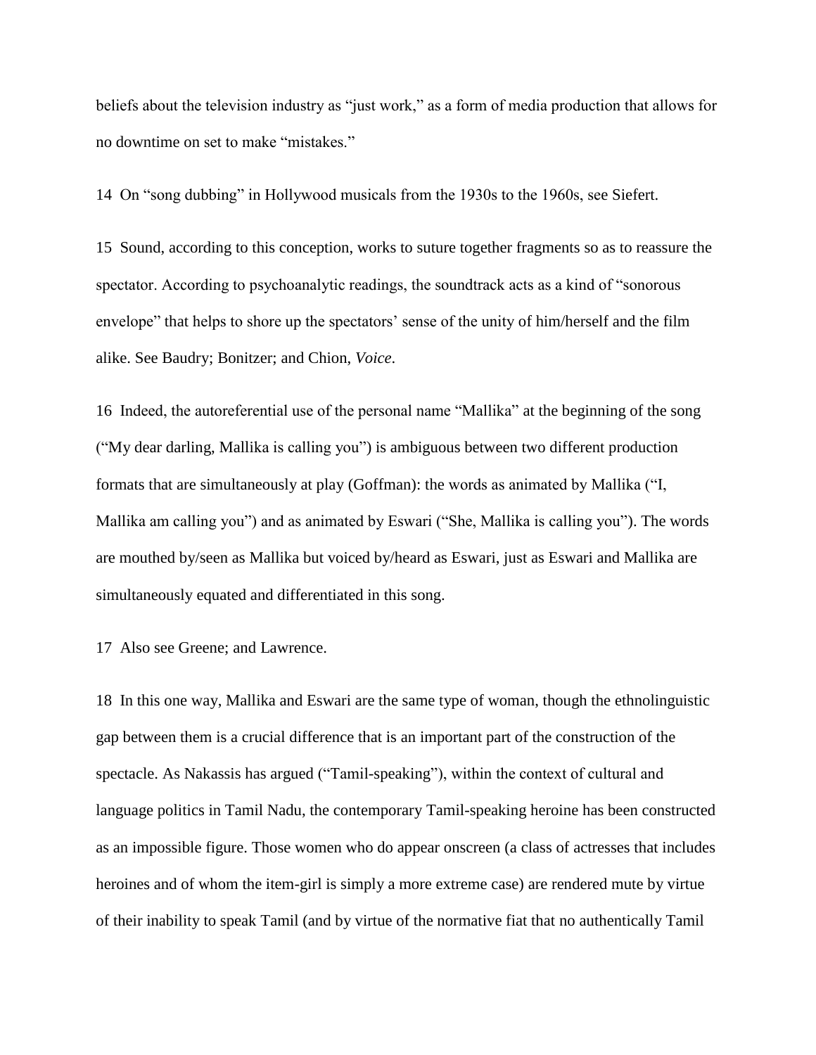beliefs about the television industry as "just work," as a form of media production that allows for no downtime on set to make "mistakes."

14 On "song dubbing" in Hollywood musicals from the 1930s to the 1960s, see Siefert.

15 Sound, according to this conception, works to suture together fragments so as to reassure the spectator. According to psychoanalytic readings, the soundtrack acts as a kind of "sonorous envelope" that helps to shore up the spectators' sense of the unity of him/herself and the film alike. See Baudry; Bonitzer; and Chion, *Voice*.

16 Indeed, the autoreferential use of the personal name "Mallika" at the beginning of the song ("My dear darling, Mallika is calling you") is ambiguous between two different production formats that are simultaneously at play (Goffman): the words as animated by Mallika ("I, Mallika am calling you") and as animated by Eswari ("She, Mallika is calling you"). The words are mouthed by/seen as Mallika but voiced by/heard as Eswari, just as Eswari and Mallika are simultaneously equated and differentiated in this song.

17 Also see Greene; and Lawrence.

18 In this one way, Mallika and Eswari are the same type of woman, though the ethnolinguistic gap between them is a crucial difference that is an important part of the construction of the spectacle. As Nakassis has argued ("Tamil-speaking"), within the context of cultural and language politics in Tamil Nadu, the contemporary Tamil-speaking heroine has been constructed as an impossible figure. Those women who do appear onscreen (a class of actresses that includes heroines and of whom the item-girl is simply a more extreme case) are rendered mute by virtue of their inability to speak Tamil (and by virtue of the normative fiat that no authentically Tamil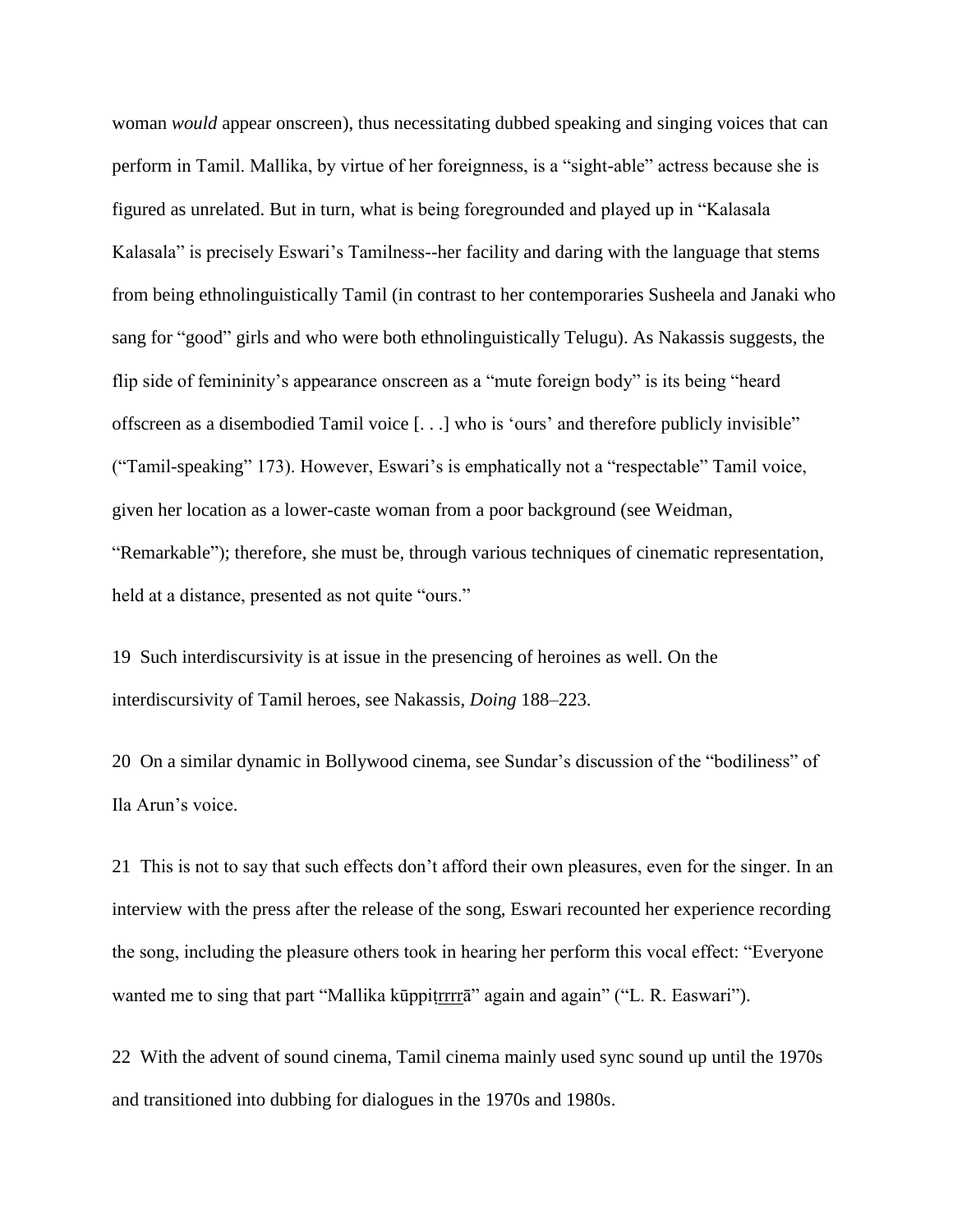woman *would* appear onscreen), thus necessitating dubbed speaking and singing voices that can perform in Tamil. Mallika, by virtue of her foreignness, is a "sight-able" actress because she is figured as unrelated. But in turn, what is being foregrounded and played up in "Kalasala Kalasala" is precisely Eswari's Tamilness--her facility and daring with the language that stems from being ethnolinguistically Tamil (in contrast to her contemporaries Susheela and Janaki who sang for "good" girls and who were both ethnolinguistically Telugu). As Nakassis suggests, the flip side of femininity's appearance onscreen as a "mute foreign body" is its being "heard offscreen as a disembodied Tamil voice [. . .] who is 'ours' and therefore publicly invisible" ("Tamil-speaking" 173). However, Eswari's is emphatically not a "respectable" Tamil voice, given her location as a lower-caste woman from a poor background (see Weidman, "Remarkable"); therefore, she must be, through various techniques of cinematic representation, held at a distance, presented as not quite "ours."

19 Such interdiscursivity is at issue in the presencing of heroines as well. On the interdiscursivity of Tamil heroes, see Nakassis, *Doing* 188–223.

20 On a similar dynamic in Bollywood cinema, see Sundar's discussion of the "bodiliness" of Ila Arun's voice.

21 This is not to say that such effects don't afford their own pleasures, even for the singer. In an interview with the press after the release of the song, Eswari recounted her experience recording the song, including the pleasure others took in hearing her perform this vocal effect: "Everyone wanted me to sing that part "Mallika kūppiṭr̲r̲r̲r̲ā" again and again" ("L. R. Easwari").

22 With the advent of sound cinema, Tamil cinema mainly used sync sound up until the 1970s and transitioned into dubbing for dialogues in the 1970s and 1980s.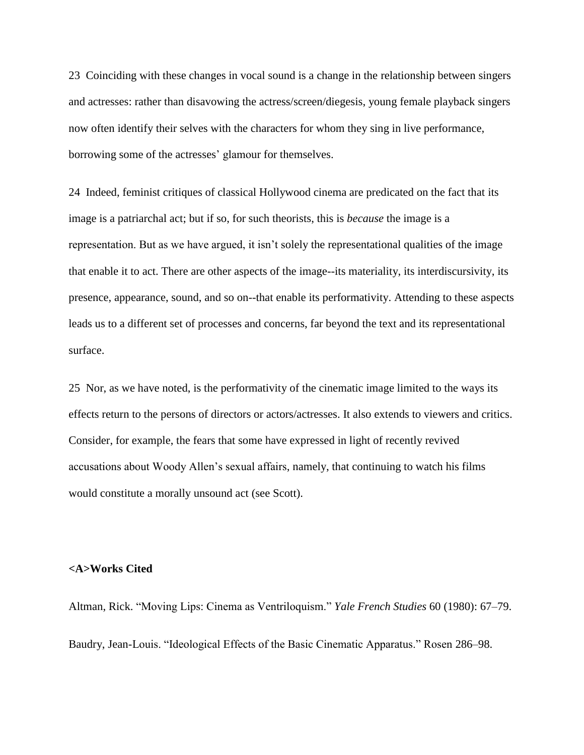23 Coinciding with these changes in vocal sound is a change in the relationship between singers and actresses: rather than disavowing the actress/screen/diegesis, young female playback singers now often identify their selves with the characters for whom they sing in live performance, borrowing some of the actresses' glamour for themselves.

24 Indeed, feminist critiques of classical Hollywood cinema are predicated on the fact that its image is a patriarchal act; but if so, for such theorists, this is *because* the image is a representation. But as we have argued, it isn't solely the representational qualities of the image that enable it to act. There are other aspects of the image--its materiality, its interdiscursivity, its presence, appearance, sound, and so on--that enable its performativity. Attending to these aspects leads us to a different set of processes and concerns, far beyond the text and its representational surface.

25 Nor, as we have noted, is the performativity of the cinematic image limited to the ways its effects return to the persons of directors or actors/actresses. It also extends to viewers and critics. Consider, for example, the fears that some have expressed in light of recently revived accusations about Woody Allen's sexual affairs, namely, that continuing to watch his films would constitute a morally unsound act (see Scott).

**<A>Works Cited**

Altman, Rick. "Moving Lips: Cinema as Ventriloquism." *Yale French Studies* 60 (1980): 67–79.

Baudry, Jean-Louis. "Ideological Effects of the Basic Cinematic Apparatus." Rosen 286–98.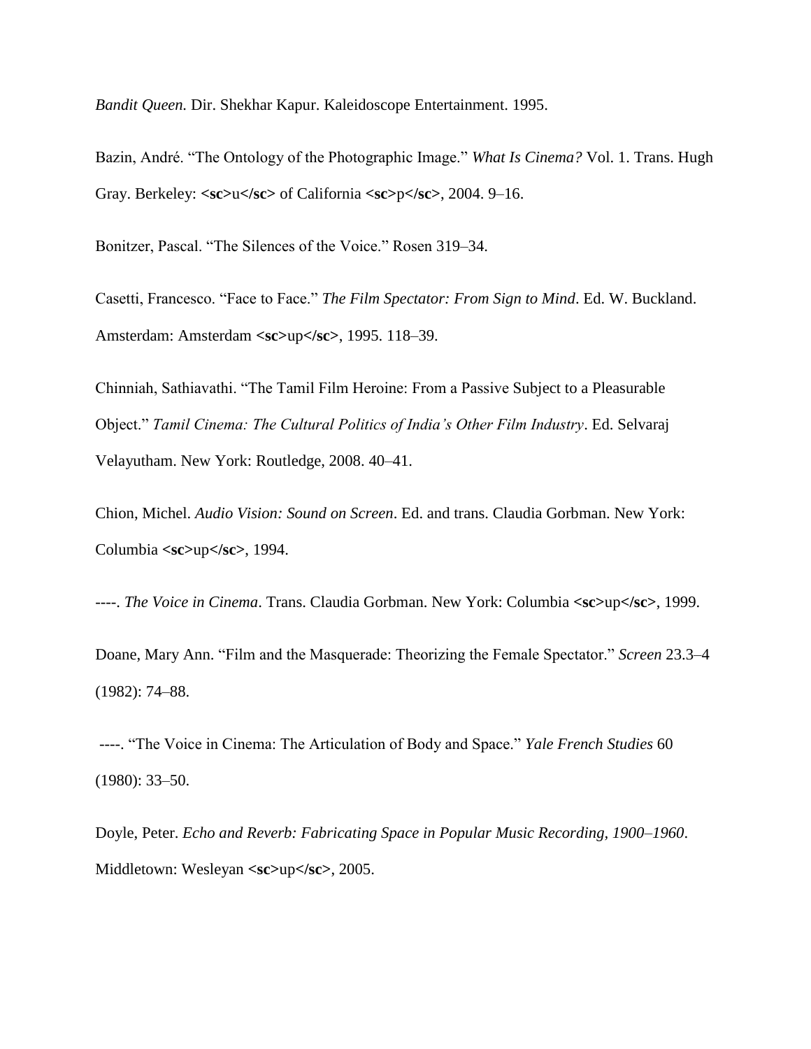*Bandit Queen.* Dir. Shekhar Kapur. Kaleidoscope Entertainment. 1995.

Bazin, André. “The Ontology of the Photographic Image.” *What Is Cinema?* Vol. 1. Trans. Hugh Gray. Berkeley: **<sc>**u**</sc>** of California **<sc>**p**</sc>**, 2004. 9–16.

Bonitzer, Pascal. “The Silences of the Voice.” Rosen 319–34.

Casetti, Francesco. “Face to Face.” *The Film Spectator: From Sign to Mind*. Ed. W. Buckland. Amsterdam: Amsterdam **<sc>**up**</sc>**, 1995. 118–39.

Chinniah, Sathiavathi. “The Tamil Film Heroine: From a Passive Subject to a Pleasurable Object.” *Tamil Cinema: The Cultural Politics of India’s Other Film Industry*. Ed. Selvaraj Velayutham. New York: Routledge, 2008. 40–41.

Chion, Michel. *Audio Vision: Sound on Screen*. Ed. and trans. Claudia Gorbman. New York: Columbia **<sc>**up**</sc>**, 1994.

----. *The Voice in Cinema*. Trans. Claudia Gorbman. New York: Columbia **<sc>**up**</sc>**, 1999.

Doane, Mary Ann. “Film and the Masquerade: Theorizing the Female Spectator.” *Screen* 23.3–4 (1982): 74–88.

----. “The Voice in Cinema: The Articulation of Body and Space.” *Yale French Studies* 60 (1980): 33–50.

Doyle, Peter. *Echo and Reverb: Fabricating Space in Popular Music Recording, 1900–1960*. Middletown: Wesleyan **<sc>**up**</sc>**, 2005.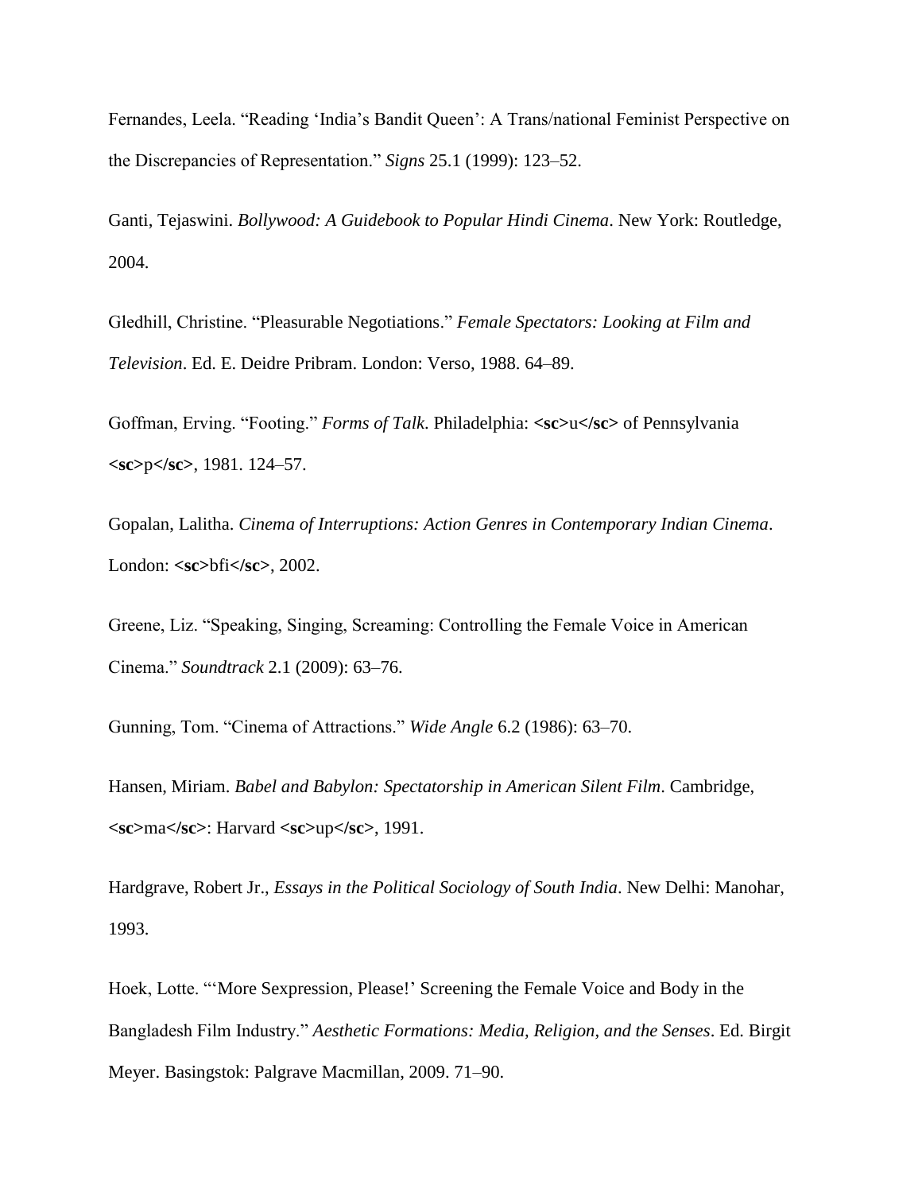Fernandes, Leela. "Reading 'India's Bandit Queen': A Trans/national Feminist Perspective on the Discrepancies of Representation." *Signs* 25.1 (1999): 123–52.

Ganti, Tejaswini. *Bollywood: A Guidebook to Popular Hindi Cinema*. New York: Routledge, 2004.

Gledhill, Christine. "Pleasurable Negotiations." *Female Spectators: Looking at Film and Television*. Ed. E. Deidre Pribram. London: Verso, 1988. 64–89.

Goffman, Erving. "Footing." *Forms of Talk*. Philadelphia: **<sc>**u**</sc>** of Pennsylvania **<sc>**p**</sc>**, 1981. 124–57.

Gopalan, Lalitha. *Cinema of Interruptions: Action Genres in Contemporary Indian Cinema*. London: **<sc>**bfi**</sc>**, 2002.

Greene, Liz. "Speaking, Singing, Screaming: Controlling the Female Voice in American Cinema." *Soundtrack* 2.1 (2009): 63–76.

Gunning, Tom. "Cinema of Attractions." *Wide Angle* 6.2 (1986): 63–70.

Hansen, Miriam. *Babel and Babylon: Spectatorship in American Silent Film*. Cambridge, **<sc>**ma**</sc>**: Harvard **<sc>**up**</sc>**, 1991.

Hardgrave, Robert Jr., *Essays in the Political Sociology of South India*. New Delhi: Manohar, 1993.

Hoek, Lotte. "'More Sexpression, Please!' Screening the Female Voice and Body in the Bangladesh Film Industry." *Aesthetic Formations: Media, Religion, and the Senses*. Ed. Birgit Meyer. Basingstok: Palgrave Macmillan, 2009. 71–90.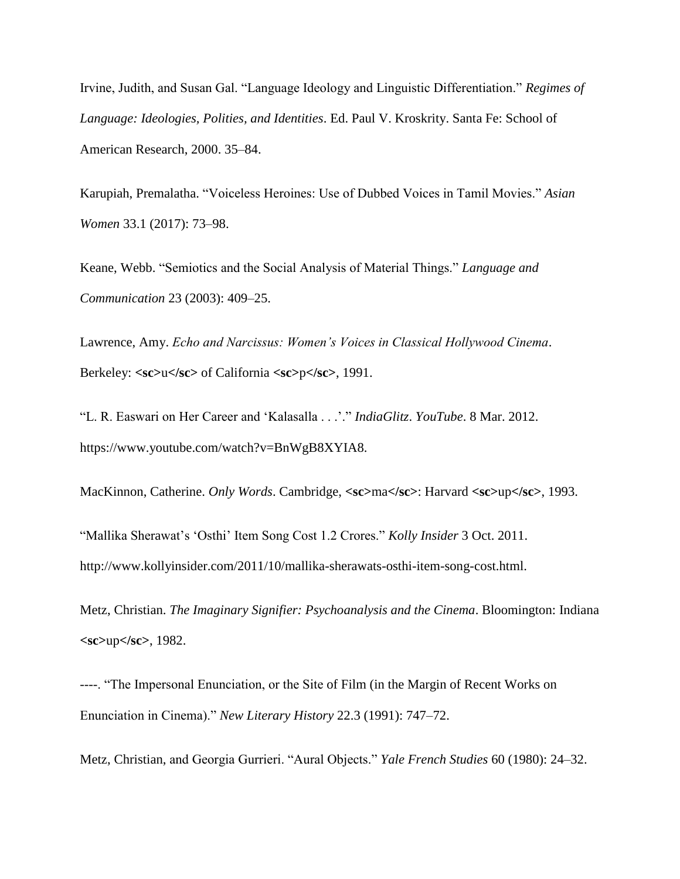Irvine, Judith, and Susan Gal. “Language Ideology and Linguistic Differentiation.” *Regimes of Language: Ideologies, Polities, and Identities*. Ed. Paul V. Kroskrity. Santa Fe: School of American Research, 2000. 35–84.

Karupiah, Premalatha. “Voiceless Heroines: Use of Dubbed Voices in Tamil Movies.” *Asian Women* 33.1 (2017): 73–98.

Keane, Webb. “Semiotics and the Social Analysis of Material Things.” *Language and Communication* 23 (2003): 409–25.

Lawrence, Amy. *Echo and Narcissus: Women’s Voices in Classical Hollywood Cinema*. Berkeley: <sc>u</sc> of California <sc>p</sc>, 1991.

“L. R. Easwari on Her Career and ‘Kalasalla . . .’.” *IndiaGlitz*. *YouTube*. 8 Mar. 2012. https://www.youtube.com/watch?v=BnWgB8XYIA8.

MacKinnon, Catherine. *Only Words*. Cambridge, <sc>ma</sc>: Harvard <sc>up</sc>, 1993.

“Mallika Sherawat’s ‘Osthi’ Item Song Cost 1.2 Crores.” *Kolly Insider* 3 Oct. 2011. http://www.kollyinsider.com/2011/10/mallika-sherawats-osthi-item-song-cost.html.

Metz, Christian. *The Imaginary Signifier: Psychoanalysis and the Cinema*. Bloomington: Indiana <sc>up</sc>, 1982.

----. “The Impersonal Enunciation, or the Site of Film (in the Margin of Recent Works on Enunciation in Cinema).” *New Literary History* 22.3 (1991): 747–72.

Metz, Christian, and Georgia Gurrieri. “Aural Objects.” *Yale French Studies* 60 (1980): 24–32.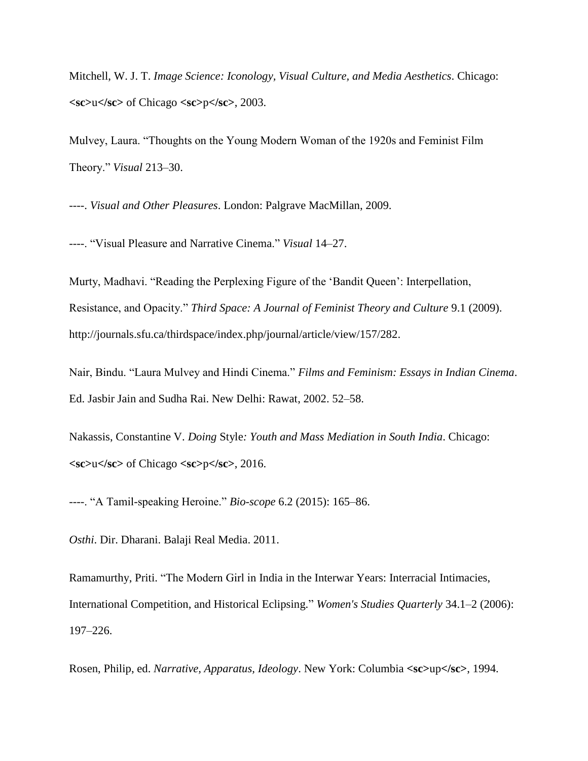Mitchell, W. J. T. *Image Science: Iconology, Visual Culture, and Media Aesthetics*. Chicago: **<sc>**u**</sc>** of Chicago **<sc>**p**</sc>**, 2003.

Mulvey, Laura. "Thoughts on the Young Modern Woman of the 1920s and Feminist Film Theory." *Visual* 213–30.

----. *Visual and Other Pleasures*. London: Palgrave MacMillan, 2009.

----. "Visual Pleasure and Narrative Cinema." *Visual* 14–27.

Murty, Madhavi. "Reading the Perplexing Figure of the 'Bandit Queen': Interpellation, Resistance, and Opacity." *Third Space: A Journal of Feminist Theory and Culture* 9.1 (2009). http://journals.sfu.ca/thirdspace/index.php/journal/article/view/157/282.

Nair, Bindu. "Laura Mulvey and Hindi Cinema." *Films and Feminism: Essays in Indian Cinema*. Ed. Jasbir Jain and Sudha Rai. New Delhi: Rawat, 2002. 52–58.

Nakassis, Constantine V. *Doing* Style*: Youth and Mass Mediation in South India*. Chicago: **<sc>**u**</sc>** of Chicago **<sc>**p**</sc>**, 2016.

----. "A Tamil-speaking Heroine." *Bio-scope* 6.2 (2015): 165–86.

*Osthi*. Dir. Dharani. Balaji Real Media. 2011.

Ramamurthy, Priti. "The Modern Girl in India in the Interwar Years: Interracial Intimacies, International Competition, and Historical Eclipsing." *Women's Studies Quarterly* 34.1–2 (2006): 197–226.

Rosen, Philip, ed. *Narrative, Apparatus, Ideology*. New York: Columbia **<sc>**up**</sc>**, 1994.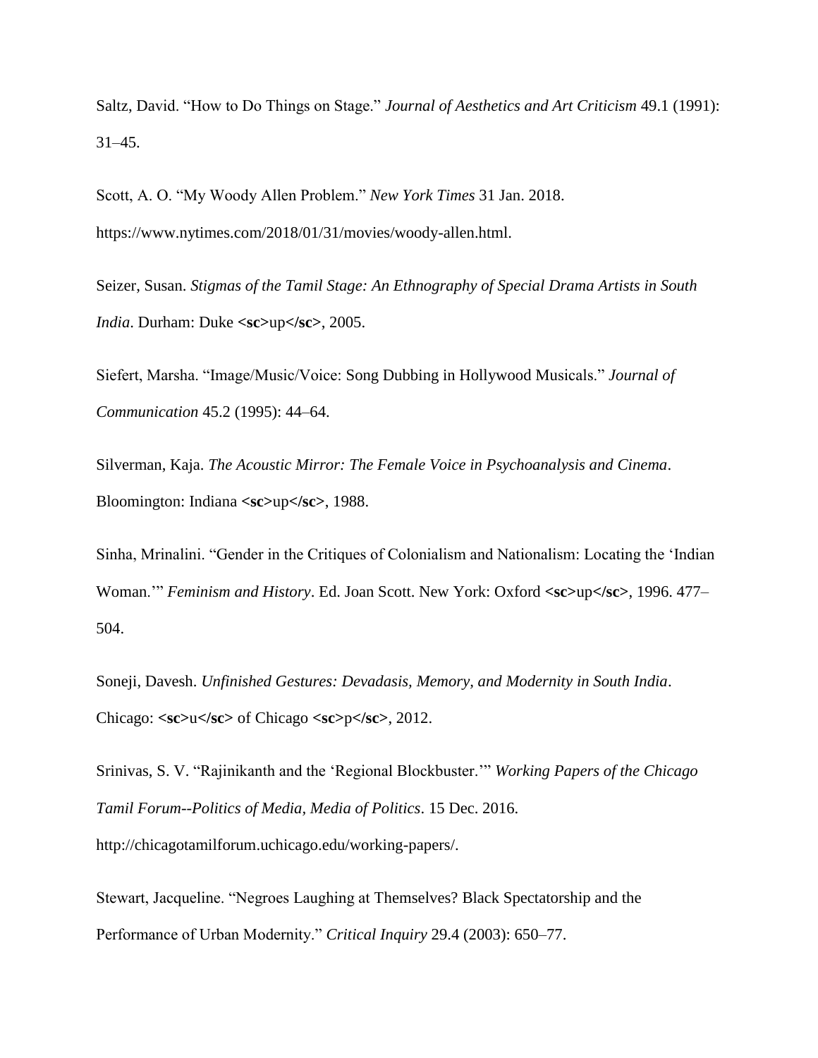Saltz, David. “How to Do Things on Stage.” *Journal of Aesthetics and Art Criticism* 49.1 (1991): 31–45.

Scott, A. O. “My Woody Allen Problem.” *New York Times* 31 Jan. 2018. https://www.nytimes.com/2018/01/31/movies/woody-allen.html.

Seizer, Susan. *Stigmas of the Tamil Stage: An Ethnography of Special Drama Artists in South India*. Durham: Duke **<sc>**up**</sc>**, 2005.

Siefert, Marsha. “Image/Music/Voice: Song Dubbing in Hollywood Musicals.” *Journal of Communication* 45.2 (1995): 44–64.

Silverman, Kaja. *The Acoustic Mirror: The Female Voice in Psychoanalysis and Cinema*. Bloomington: Indiana **<sc>**up**</sc>**, 1988.

Sinha, Mrinalini. “Gender in the Critiques of Colonialism and Nationalism: Locating the ‘Indian Woman.’” *Feminism and History*. Ed. Joan Scott. New York: Oxford **<sc>**up**</sc>**, 1996. 477–504.

Soneji, Davesh. *Unfinished Gestures: Devadasis, Memory, and Modernity in South India*. Chicago: **<sc>**u**</sc>** of Chicago **<sc>**p**</sc>**, 2012.

Srinivas, S. V. “Rajinikanth and the ‘Regional Blockbuster.’” *Working Papers of the Chicago Tamil Forum--Politics of Media, Media of Politics*. 15 Dec. 2016. http://chicagotamilforum.uchicago.edu/working-papers/.

Stewart, Jacqueline. “Negroes Laughing at Themselves? Black Spectatorship and the Performance of Urban Modernity.” *Critical Inquiry* 29.4 (2003): 650–77.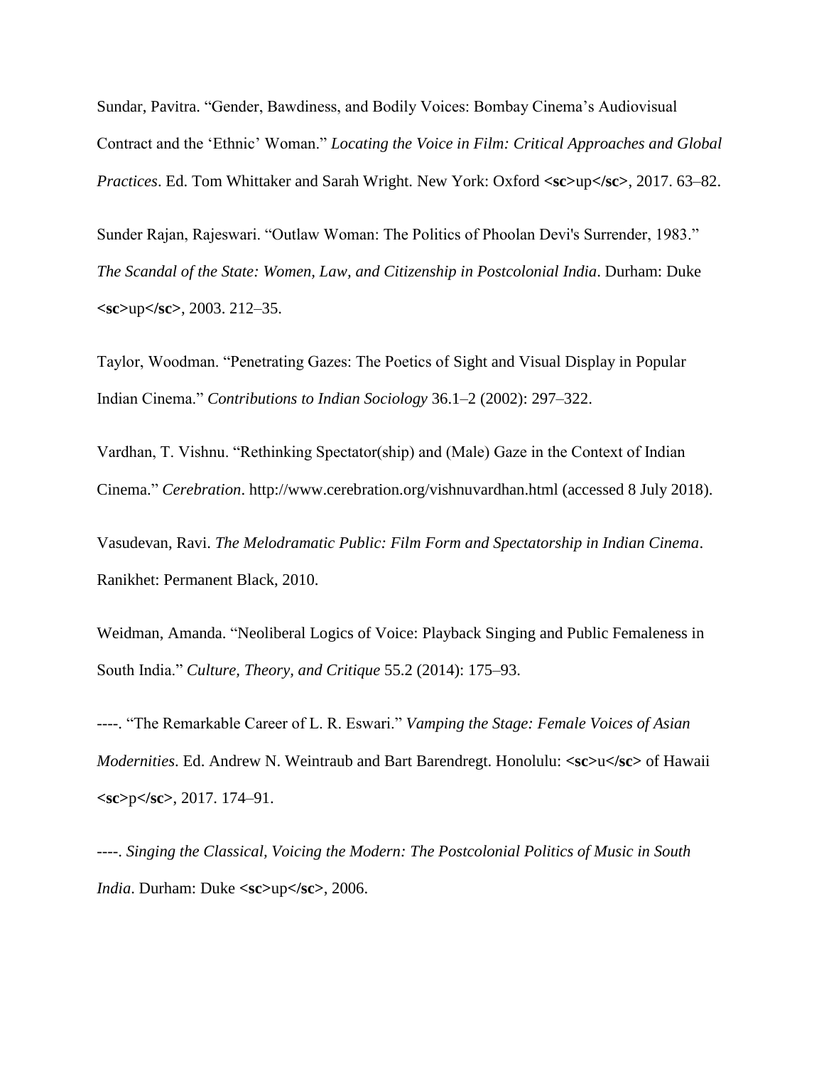Sundar, Pavitra. “Gender, Bawdiness, and Bodily Voices: Bombay Cinema’s Audiovisual Contract and the ‘Ethnic’ Woman.” *Locating the Voice in Film: Critical Approaches and Global Practices*. Ed. Tom Whittaker and Sarah Wright. New York: Oxford **<sc>**up**</sc>**, 2017. 63–82.

Sunder Rajan, Rajeswari. “Outlaw Woman: The Politics of Phoolan Devi's Surrender, 1983.” *The Scandal of the State: Women, Law, and Citizenship in Postcolonial India*. Durham: Duke **<sc>**up**</sc>**, 2003. 212–35.

Taylor, Woodman. “Penetrating Gazes: The Poetics of Sight and Visual Display in Popular Indian Cinema.” *Contributions to Indian Sociology* 36.1–2 (2002): 297–322.

Vardhan, T. Vishnu. “Rethinking Spectator(ship) and (Male) Gaze in the Context of Indian Cinema.” *Cerebration*. http://www.cerebration.org/vishnuvardhan.html (accessed 8 July 2018).

Vasudevan, Ravi. *The Melodramatic Public: Film Form and Spectatorship in Indian Cinema*. Ranikhet: Permanent Black, 2010.

Weidman, Amanda. “Neoliberal Logics of Voice: Playback Singing and Public Femaleness in South India.” *Culture, Theory, and Critique* 55.2 (2014): 175–93.

----. “The Remarkable Career of L. R. Eswari.” *Vamping the Stage: Female Voices of Asian Modernities*. Ed. Andrew N. Weintraub and Bart Barendregt. Honolulu: **<sc>**u**</sc>** of Hawaii **<sc>**p**</sc>**, 2017. 174–91.

----. *Singing the Classical, Voicing the Modern: The Postcolonial Politics of Music in South India*. Durham: Duke **<sc>**up**</sc>**, 2006.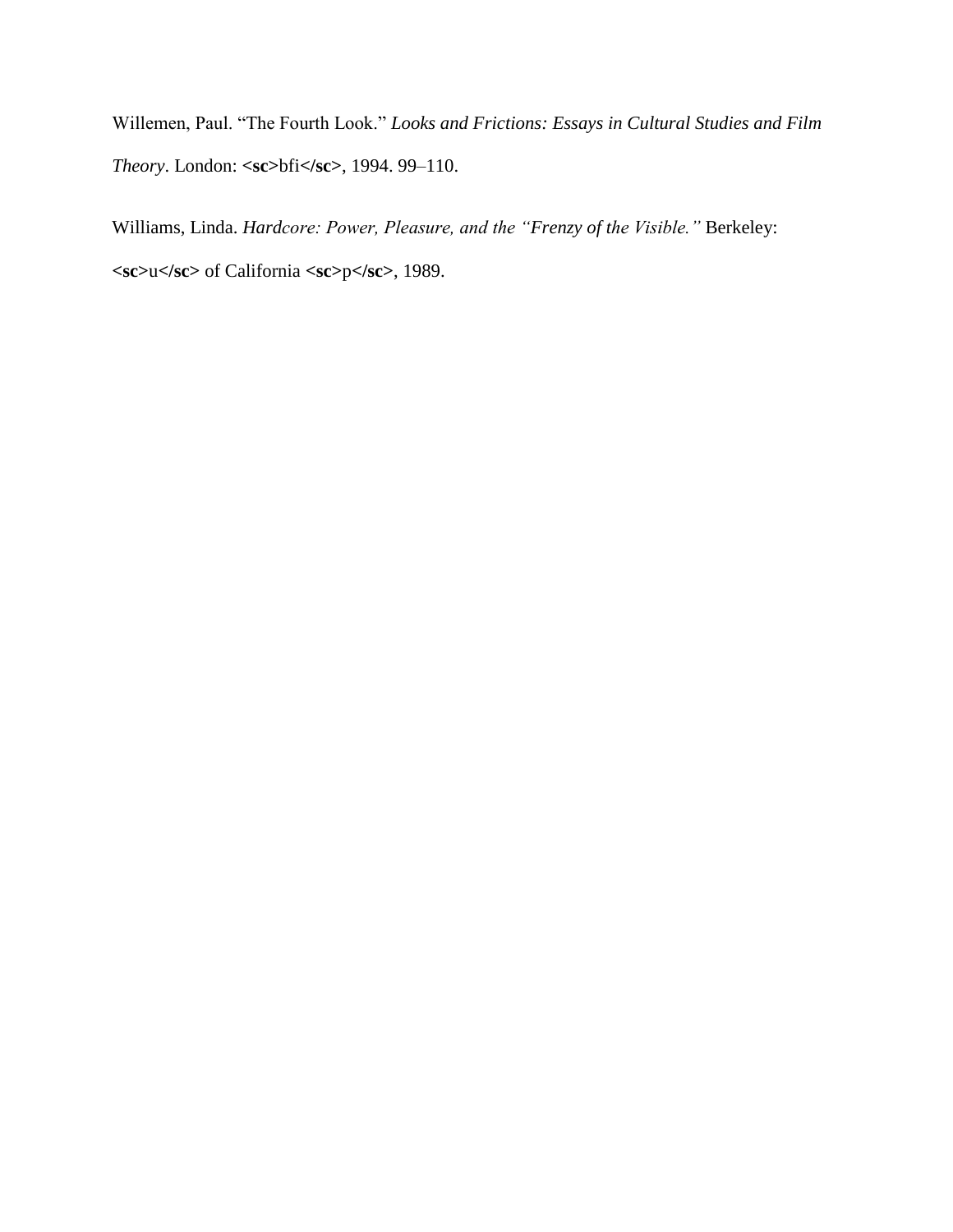Willemen, Paul. “The Fourth Look.” *Looks and Frictions: Essays in Cultural Studies and Film Theory*. London: **<sc>**bfi**</sc>**, 1994. 99–110.

Williams, Linda. *Hardcore: Power, Pleasure, and the “Frenzy of the Visible.”* Berkeley: **<sc>**u**</sc>** of California **<sc>**p**</sc>**, 1989.